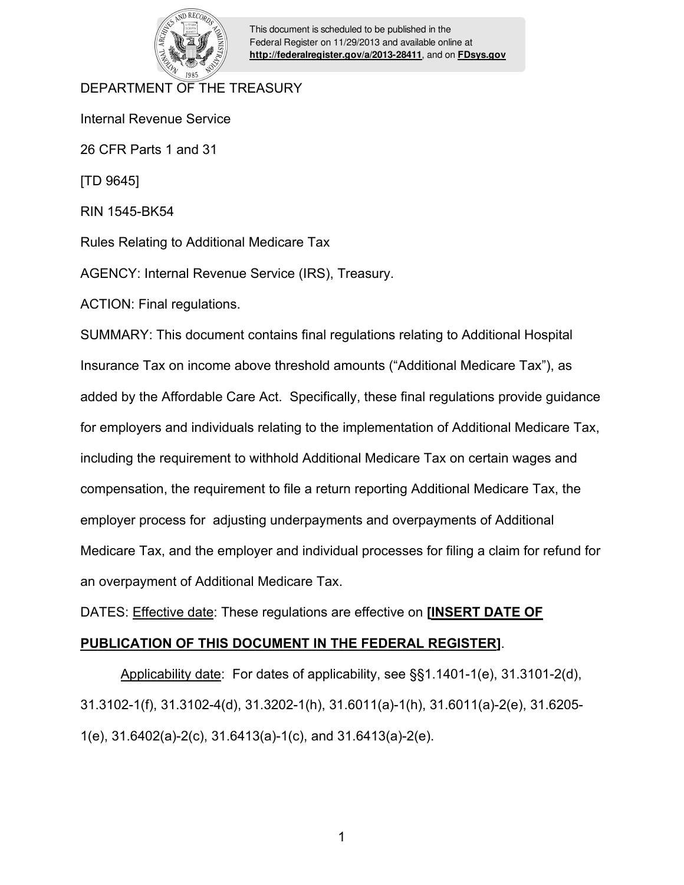This document is scheduled to be published in the Federal Register on 11/29/2013 and available online at **http://federalregister.gov/a/2013-28411**, and on **FDsys.gov**

DEPARTMENT OF THE TREASURY

Internal Revenue Service

26 CFR Parts 1 and 31

[TD 9645]

RIN 1545-BK54

Rules Relating to Additional Medicare Tax

AGENCY: Internal Revenue Service (IRS), Treasury.

ACTION: Final regulations.

SUMMARY: This document contains final regulations relating to Additional Hospital Insurance Tax on income above threshold amounts ("Additional Medicare Tax"), as added by the Affordable Care Act. Specifically, these final regulations provide guidance for employers and individuals relating to the implementation of Additional Medicare Tax, including the requirement to withhold Additional Medicare Tax on certain wages and compensation, the requirement to file a return reporting Additional Medicare Tax, the employer process for adjusting underpayments and overpayments of Additional Medicare Tax, and the employer and individual processes for filing a claim for refund for an overpayment of Additional Medicare Tax.

DATES: Effective date: These regulations are effective on **[INSERT DATE OF PUBLICATION OF THIS DOCUMENT IN THE FEDERAL REGISTER]**.

Applicability date: For dates of applicability, see §§1.1401-1(e), 31.3101-2(d), 31.3102-1(f), 31.3102-4(d), 31.3202-1(h), 31.6011(a)-1(h), 31.6011(a)-2(e), 31.6205-1(e), 31.6402(a)-2(c), 31.6413(a)-1(c), and 31.6413(a)-2(e).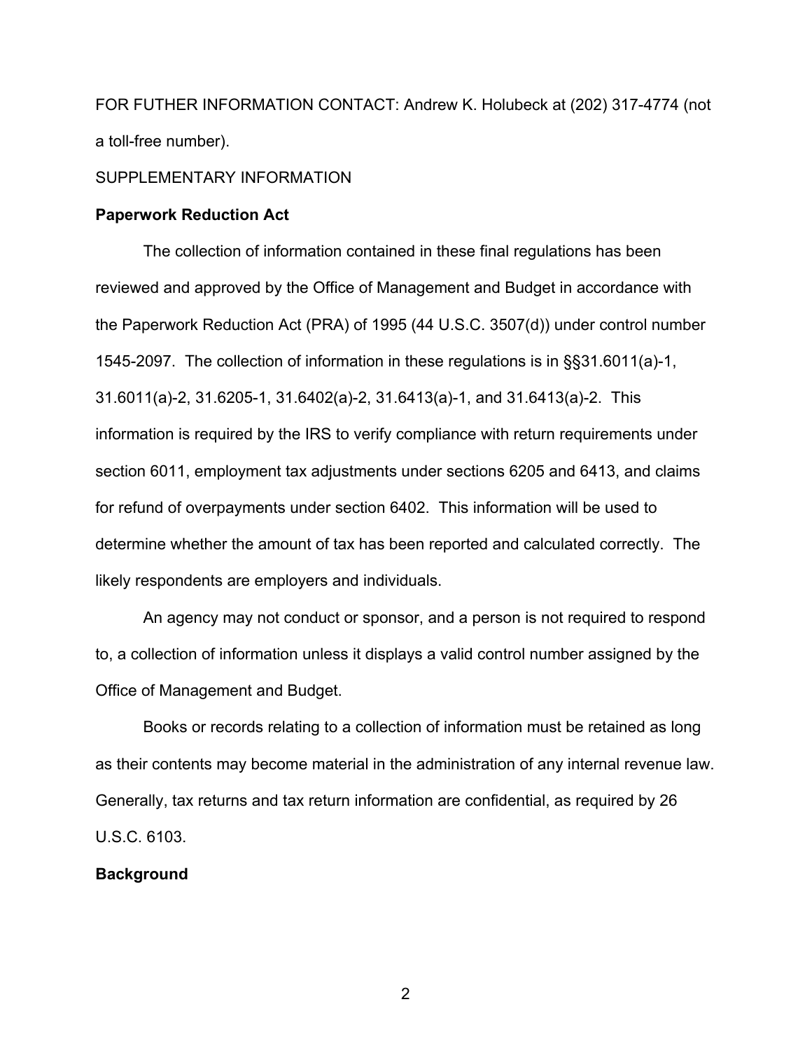FOR FUTHER INFORMATION CONTACT: Andrew K. Holubeck at (202) 317-4774 (not a toll-free number).

SUPPLEMENTARY INFORMATION

**Paperwork Reduction Act**

The collection of information contained in these final regulations has been reviewed and approved by the Office of Management and Budget in accordance with the Paperwork Reduction Act (PRA) of 1995 (44 U.S.C. 3507(d)) under control number 1545-2097. The collection of information in these regulations is in §§31.6011(a)-1, 31.6011(a)-2, 31.6205-1, 31.6402(a)-2, 31.6413(a)-1, and 31.6413(a)-2. This information is required by the IRS to verify compliance with return requirements under section 6011, employment tax adjustments under sections 6205 and 6413, and claims for refund of overpayments under section 6402. This information will be used to determine whether the amount of tax has been reported and calculated correctly. The likely respondents are employers and individuals.

An agency may not conduct or sponsor, and a person is not required to respond to, a collection of information unless it displays a valid control number assigned by the Office of Management and Budget.

Books or records relating to a collection of information must be retained as long as their contents may become material in the administration of any internal revenue law. Generally, tax returns and tax return information are confidential, as required by 26 U.S.C. 6103.

**Background**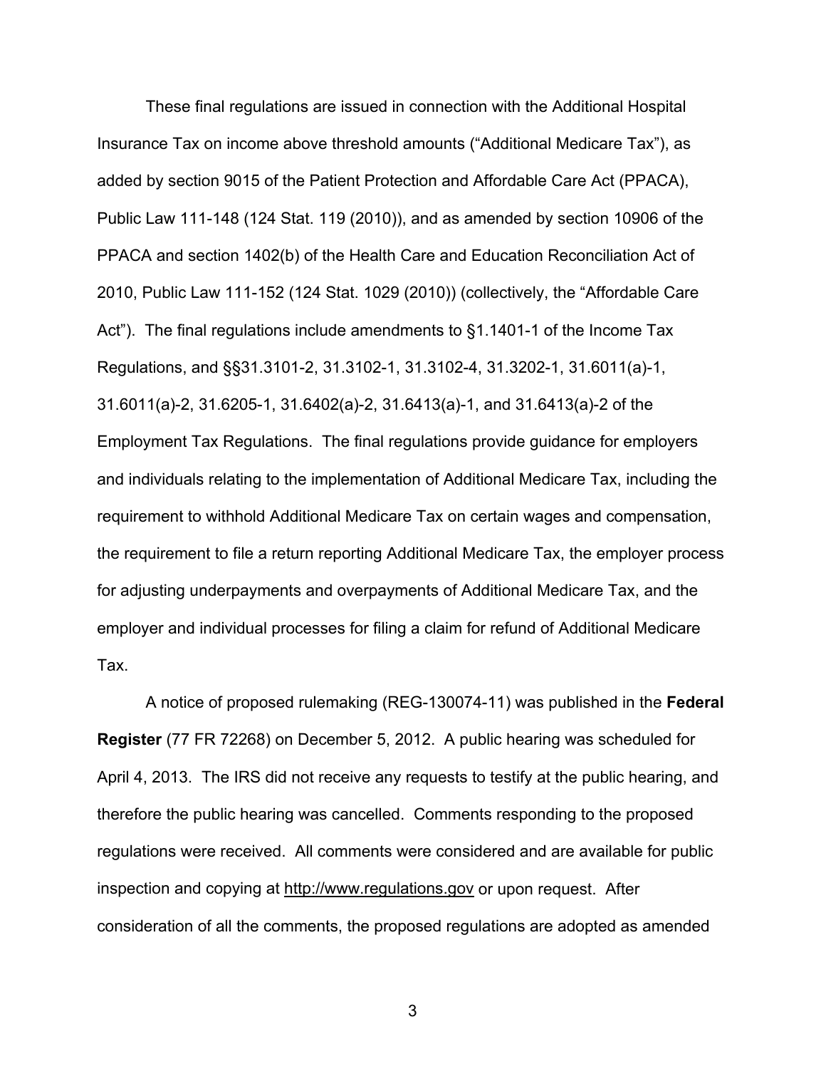These final regulations are issued in connection with the Additional Hospital Insurance Tax on income above threshold amounts ("Additional Medicare Tax"), as added by section 9015 of the Patient Protection and Affordable Care Act (PPACA), Public Law 111-148 (124 Stat. 119 (2010)), and as amended by section 10906 of the PPACA and section 1402(b) of the Health Care and Education Reconciliation Act of 2010, Public Law 111-152 (124 Stat. 1029 (2010)) (collectively, the "Affordable Care Act"). The final regulations include amendments to §1.1401-1 of the Income Tax Regulations, and §§31.3101-2, 31.3102-1, 31.3102-4, 31.3202-1, 31.6011(a)-1, 31.6011(a)-2, 31.6205-1, 31.6402(a)-2, 31.6413(a)-1, and 31.6413(a)-2 of the Employment Tax Regulations. The final regulations provide guidance for employers and individuals relating to the implementation of Additional Medicare Tax, including the requirement to withhold Additional Medicare Tax on certain wages and compensation, the requirement to file a return reporting Additional Medicare Tax, the employer process for adjusting underpayments and overpayments of Additional Medicare Tax, and the employer and individual processes for filing a claim for refund of Additional Medicare Tax.

A notice of proposed rulemaking (REG-130074-11) was published in the **Federal Register** (77 FR 72268) on December 5, 2012. A public hearing was scheduled for April 4, 2013. The IRS did not receive any requests to testify at the public hearing, and therefore the public hearing was cancelled. Comments responding to the proposed regulations were received. All comments were considered and are available for public inspection and copying at http://www.regulations.gov or upon request. After consideration of all the comments, the proposed regulations are adopted as amended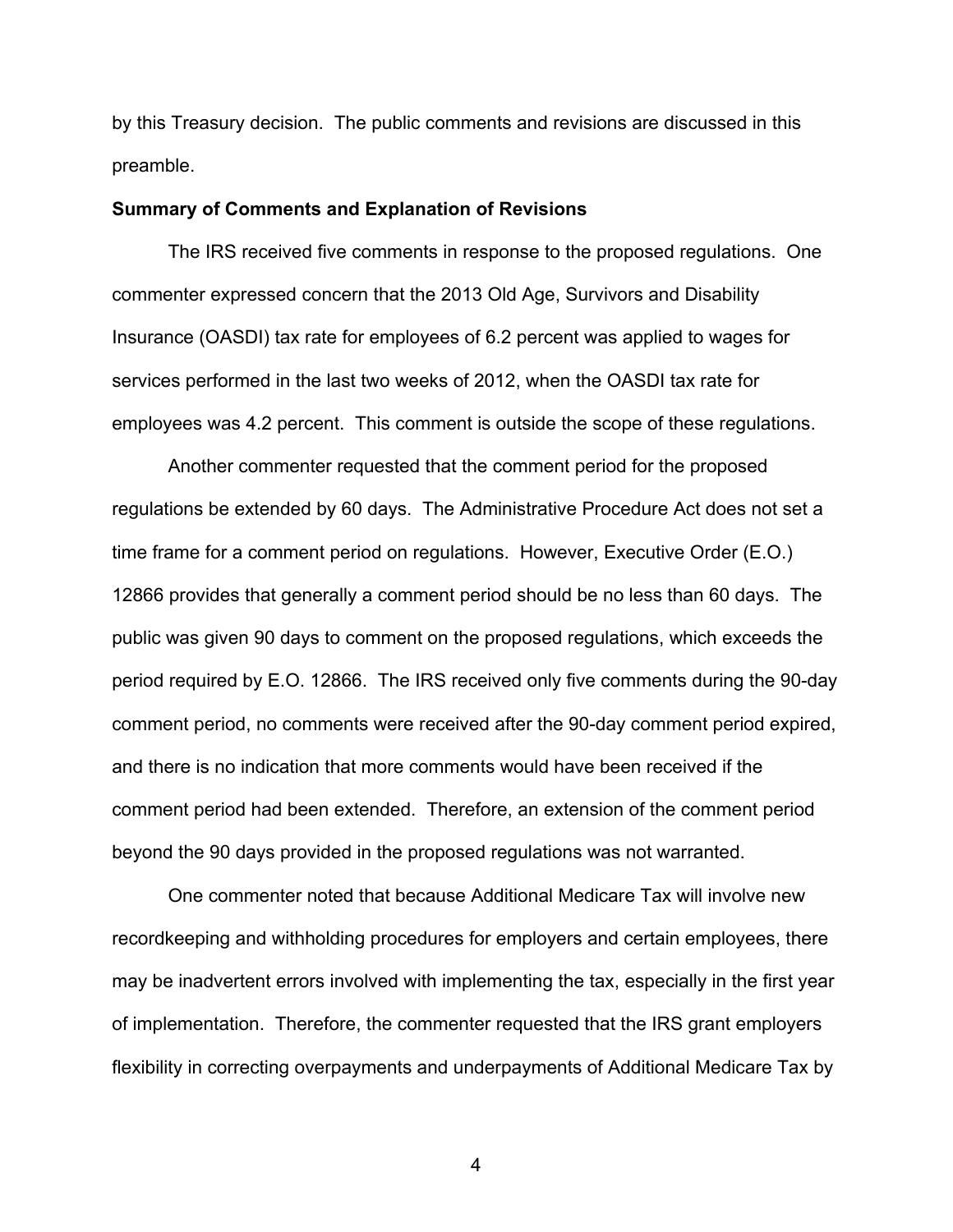by this Treasury decision. The public comments and revisions are discussed in this preamble.

**Summary of Comments and Explanation of Revisions**

The IRS received five comments in response to the proposed regulations. One commenter expressed concern that the 2013 Old Age, Survivors and Disability Insurance (OASDI) tax rate for employees of 6.2 percent was applied to wages for services performed in the last two weeks of 2012, when the OASDI tax rate for employees was 4.2 percent. This comment is outside the scope of these regulations.

Another commenter requested that the comment period for the proposed regulations be extended by 60 days. The Administrative Procedure Act does not set a time frame for a comment period on regulations. However, Executive Order (E.O.) 12866 provides that generally a comment period should be no less than 60 days. The public was given 90 days to comment on the proposed regulations, which exceeds the period required by E.O. 12866. The IRS received only five comments during the 90-day comment period, no comments were received after the 90-day comment period expired, and there is no indication that more comments would have been received if the comment period had been extended. Therefore, an extension of the comment period beyond the 90 days provided in the proposed regulations was not warranted.

One commenter noted that because Additional Medicare Tax will involve new recordkeeping and withholding procedures for employers and certain employees, there may be inadvertent errors involved with implementing the tax, especially in the first year of implementation. Therefore, the commenter requested that the IRS grant employers flexibility in correcting overpayments and underpayments of Additional Medicare Tax by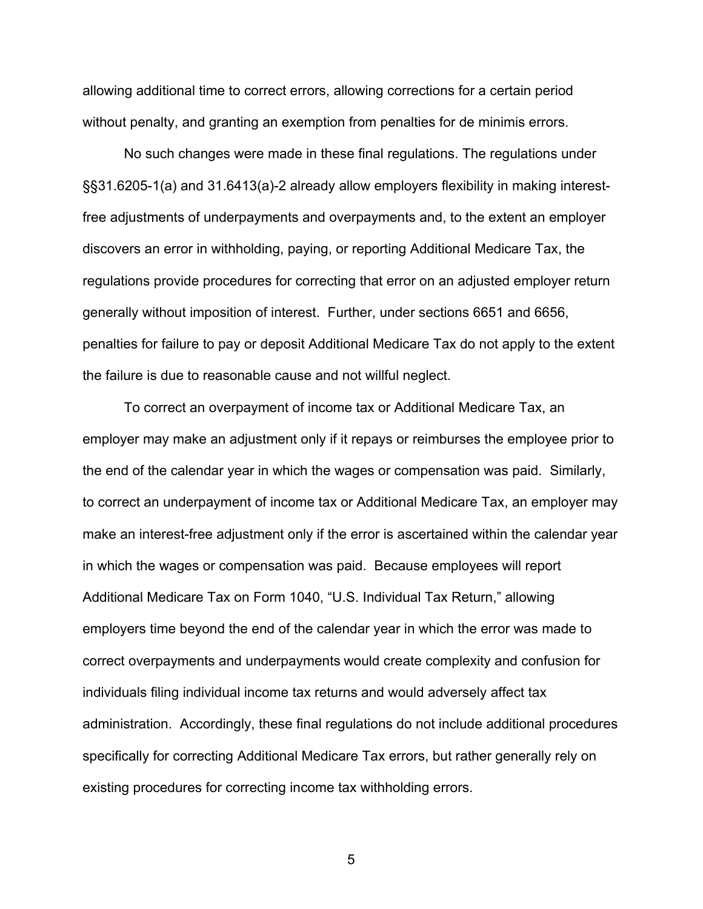allowing additional time to correct errors, allowing corrections for a certain period without penalty, and granting an exemption from penalties for de minimis errors.

No such changes were made in these final regulations. The regulations under §§31.6205-1(a) and 31.6413(a)-2 already allow employers flexibility in making interest-free adjustments of underpayments and overpayments and, to the extent an employer discovers an error in withholding, paying, or reporting Additional Medicare Tax, the regulations provide procedures for correcting that error on an adjusted employer return generally without imposition of interest. Further, under sections 6651 and 6656, penalties for failure to pay or deposit Additional Medicare Tax do not apply to the extent the failure is due to reasonable cause and not willful neglect.

To correct an overpayment of income tax or Additional Medicare Tax, an employer may make an adjustment only if it repays or reimburses the employee prior to the end of the calendar year in which the wages or compensation was paid. Similarly, to correct an underpayment of income tax or Additional Medicare Tax, an employer may make an interest-free adjustment only if the error is ascertained within the calendar year in which the wages or compensation was paid. Because employees will report Additional Medicare Tax on Form 1040, "U.S. Individual Tax Return," allowing employers time beyond the end of the calendar year in which the error was made to correct overpayments and underpayments would create complexity and confusion for individuals filing individual income tax returns and would adversely affect tax administration. Accordingly, these final regulations do not include additional procedures specifically for correcting Additional Medicare Tax errors, but rather generally rely on existing procedures for correcting income tax withholding errors.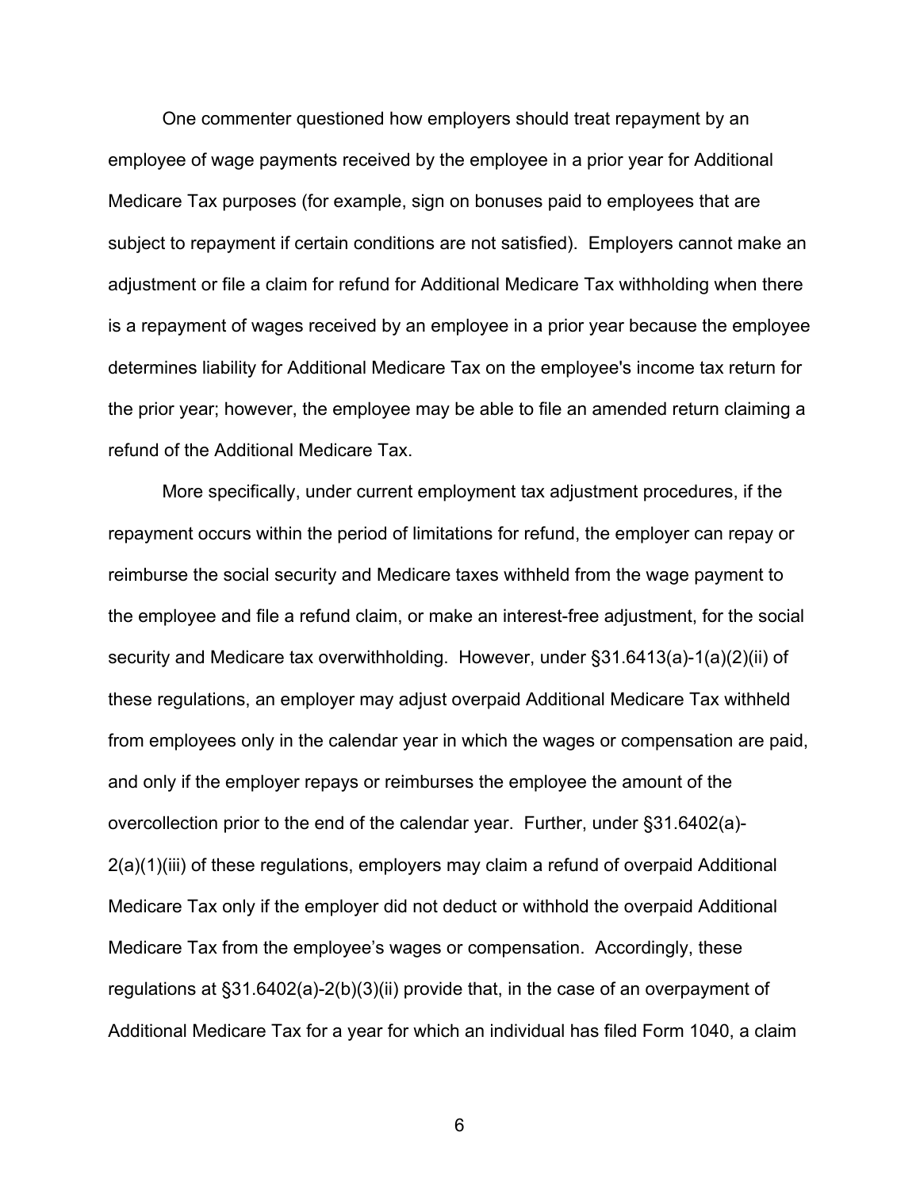One commenter questioned how employers should treat repayment by an employee of wage payments received by the employee in a prior year for Additional Medicare Tax purposes (for example, sign on bonuses paid to employees that are subject to repayment if certain conditions are not satisfied). Employers cannot make an adjustment or file a claim for refund for Additional Medicare Tax withholding when there is a repayment of wages received by an employee in a prior year because the employee determines liability for Additional Medicare Tax on the employee's income tax return for the prior year; however, the employee may be able to file an amended return claiming a refund of the Additional Medicare Tax.

More specifically, under current employment tax adjustment procedures, if the repayment occurs within the period of limitations for refund, the employer can repay or reimburse the social security and Medicare taxes withheld from the wage payment to the employee and file a refund claim, or make an interest-free adjustment, for the social security and Medicare tax overwithholding. However, under §31.6413(a)-1(a)(2)(ii) of these regulations, an employer may adjust overpaid Additional Medicare Tax withheld from employees only in the calendar year in which the wages or compensation are paid, and only if the employer repays or reimburses the employee the amount of the overcollection prior to the end of the calendar year. Further, under §31.6402(a)-2(a)(1)(iii) of these regulations, employers may claim a refund of overpaid Additional Medicare Tax only if the employer did not deduct or withhold the overpaid Additional Medicare Tax from the employee’s wages or compensation. Accordingly, these regulations at §31.6402(a)-2(b)(3)(ii) provide that, in the case of an overpayment of Additional Medicare Tax for a year for which an individual has filed Form 1040, a claim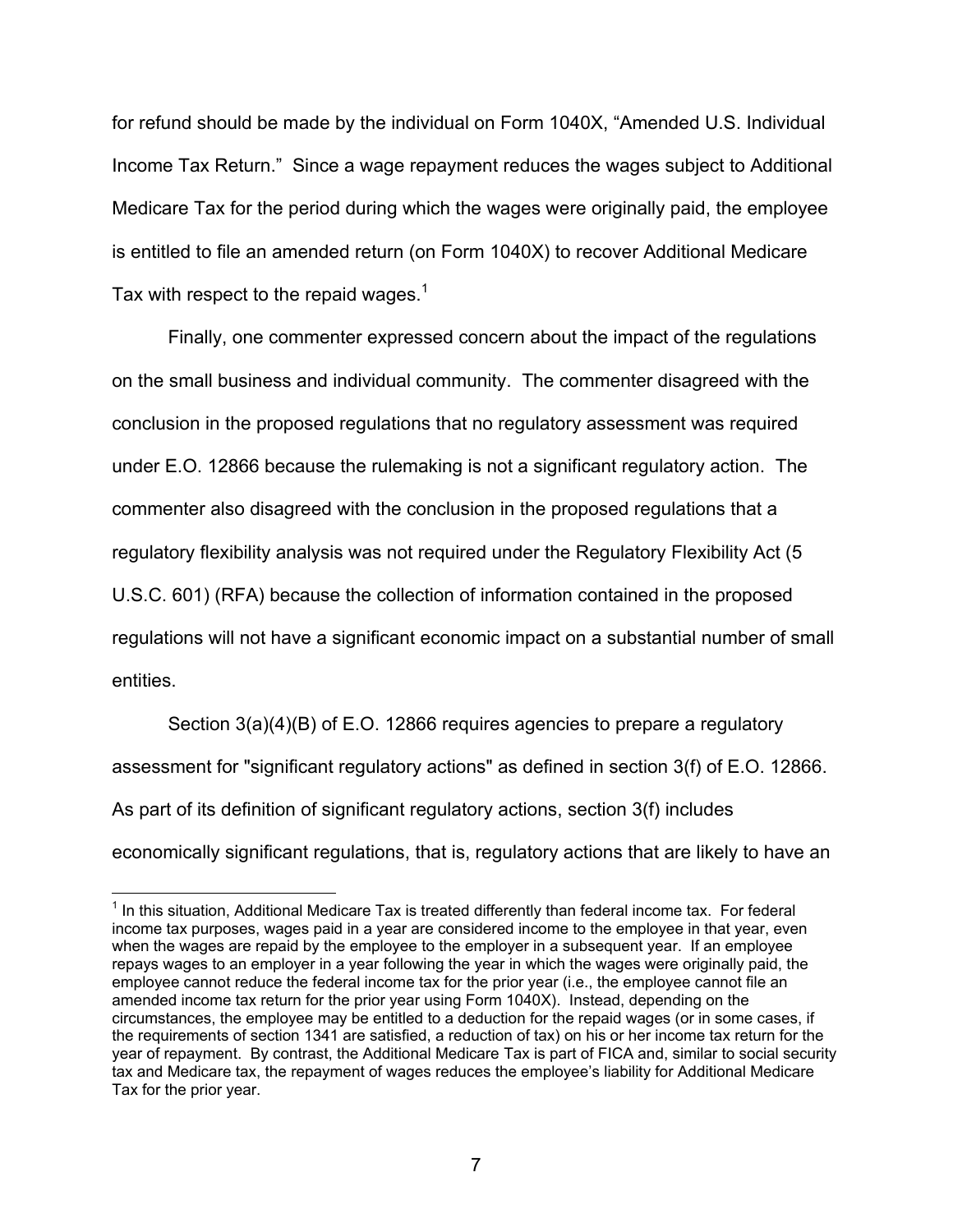for refund should be made by the individual on Form 1040X, “Amended U.S. Individual Income Tax Return.” Since a wage repayment reduces the wages subject to Additional Medicare Tax for the period during which the wages were originally paid, the employee is entitled to file an amended return (on Form 1040X) to recover Additional Medicare Tax with respect to the repaid wages.[1]

Finally, one commenter expressed concern about the impact of the regulations on the small business and individual community. The commenter disagreed with the conclusion in the proposed regulations that no regulatory assessment was required under E.O. 12866 because the rulemaking is not a significant regulatory action. The commenter also disagreed with the conclusion in the proposed regulations that a regulatory flexibility analysis was not required under the Regulatory Flexibility Act (5 U.S.C. 601) (RFA) because the collection of information contained in the proposed regulations will not have a significant economic impact on a substantial number of small entities.

Section 3(a)(4)(B) of E.O. 12866 requires agencies to prepare a regulatory assessment for "significant regulatory actions" as defined in section 3(f) of E.O. 12866. As part of its definition of significant regulatory actions, section 3(f) includes economically significant regulations, that is, regulatory actions that are likely to have an

---

[1] In this situation, Additional Medicare Tax is treated differently than federal income tax. For federal income tax purposes, wages paid in a year are considered income to the employee in that year, even when the wages are repaid by the employee to the employer in a subsequent year. If an employee repays wages to an employer in a year following the year in which the wages were originally paid, the employee cannot reduce the federal income tax for the prior year (i.e., the employee cannot file an amended income tax return for the prior year using Form 1040X). Instead, depending on the circumstances, the employee may be entitled to a deduction for the repaid wages (or in some cases, if the requirements of section 1341 are satisfied, a reduction of tax) on his or her income tax return for the year of repayment. By contrast, the Additional Medicare Tax is part of FICA and, similar to social security tax and Medicare tax, the repayment of wages reduces the employee’s liability for Additional Medicare Tax for the prior year.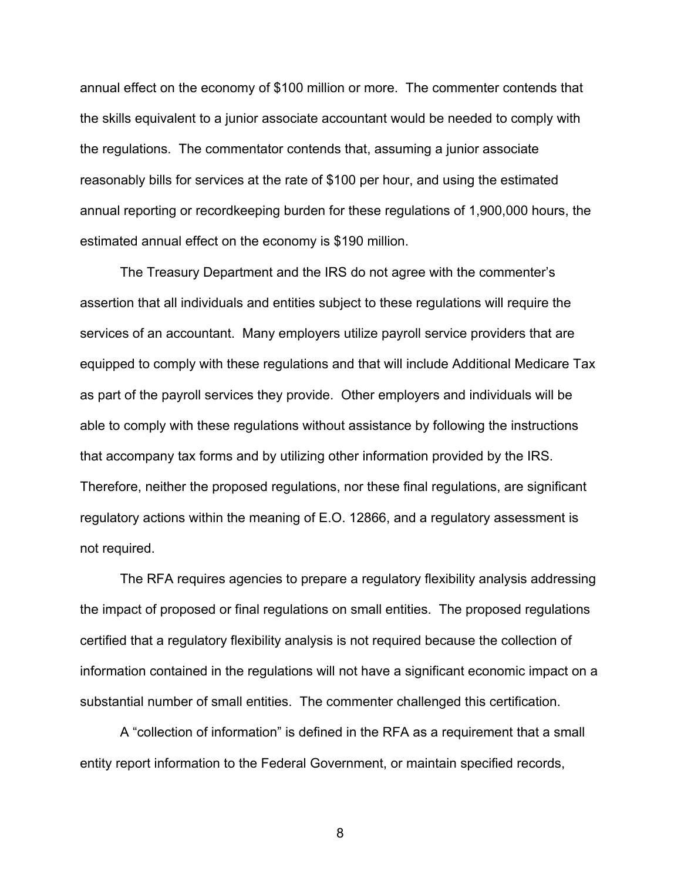annual effect on the economy of $100 million or more. The commenter contends that the skills equivalent to a junior associate accountant would be needed to comply with the regulations. The commentator contends that, assuming a junior associate reasonably bills for services at the rate of $100 per hour, and using the estimated annual reporting or recordkeeping burden for these regulations of 1,900,000 hours, the estimated annual effect on the economy is $190 million.

The Treasury Department and the IRS do not agree with the commenter's assertion that all individuals and entities subject to these regulations will require the services of an accountant. Many employers utilize payroll service providers that are equipped to comply with these regulations and that will include Additional Medicare Tax as part of the payroll services they provide. Other employers and individuals will be able to comply with these regulations without assistance by following the instructions that accompany tax forms and by utilizing other information provided by the IRS. Therefore, neither the proposed regulations, nor these final regulations, are significant regulatory actions within the meaning of E.O. 12866, and a regulatory assessment is not required.

The RFA requires agencies to prepare a regulatory flexibility analysis addressing the impact of proposed or final regulations on small entities. The proposed regulations certified that a regulatory flexibility analysis is not required because the collection of information contained in the regulations will not have a significant economic impact on a substantial number of small entities. The commenter challenged this certification.

A "collection of information" is defined in the RFA as a requirement that a small entity report information to the Federal Government, or maintain specified records,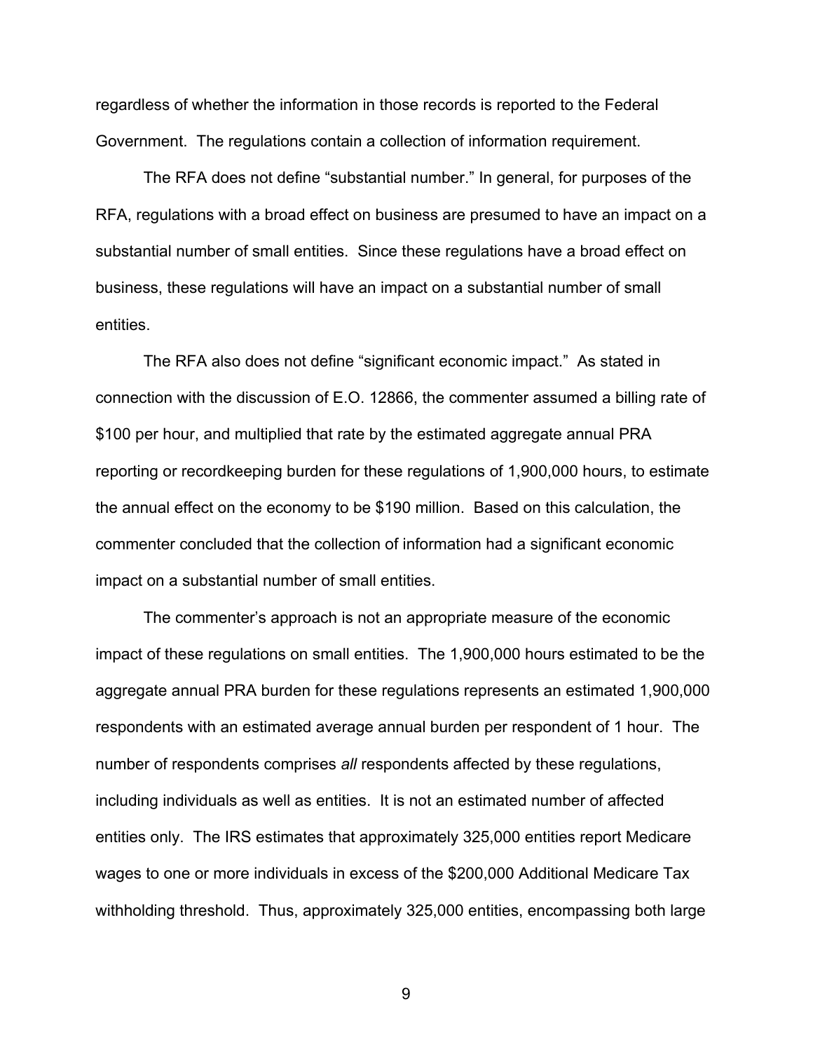regardless of whether the information in those records is reported to the Federal Government. The regulations contain a collection of information requirement.

The RFA does not define "substantial number." In general, for purposes of the RFA, regulations with a broad effect on business are presumed to have an impact on a substantial number of small entities. Since these regulations have a broad effect on business, these regulations will have an impact on a substantial number of small entities.

The RFA also does not define "significant economic impact." As stated in connection with the discussion of E.O. 12866, the commenter assumed a billing rate of $100 per hour, and multiplied that rate by the estimated aggregate annual PRA reporting or recordkeeping burden for these regulations of 1,900,000 hours, to estimate the annual effect on the economy to be $190 million. Based on this calculation, the commenter concluded that the collection of information had a significant economic impact on a substantial number of small entities.

The commenter's approach is not an appropriate measure of the economic impact of these regulations on small entities. The 1,900,000 hours estimated to be the aggregate annual PRA burden for these regulations represents an estimated 1,900,000 respondents with an estimated average annual burden per respondent of 1 hour. The number of respondents comprises *all* respondents affected by these regulations, including individuals as well as entities. It is not an estimated number of affected entities only. The IRS estimates that approximately 325,000 entities report Medicare wages to one or more individuals in excess of the $200,000 Additional Medicare Tax withholding threshold. Thus, approximately 325,000 entities, encompassing both large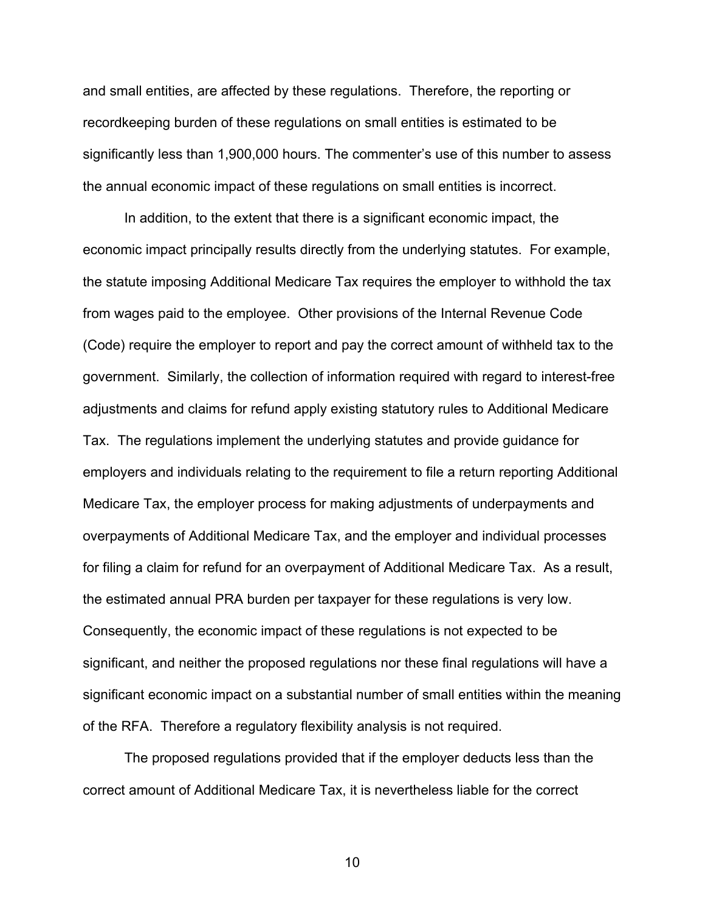and small entities, are affected by these regulations. Therefore, the reporting or recordkeeping burden of these regulations on small entities is estimated to be significantly less than 1,900,000 hours. The commenter's use of this number to assess the annual economic impact of these regulations on small entities is incorrect.

In addition, to the extent that there is a significant economic impact, the economic impact principally results directly from the underlying statutes. For example, the statute imposing Additional Medicare Tax requires the employer to withhold the tax from wages paid to the employee. Other provisions of the Internal Revenue Code (Code) require the employer to report and pay the correct amount of withheld tax to the government. Similarly, the collection of information required with regard to interest-free adjustments and claims for refund apply existing statutory rules to Additional Medicare Tax. The regulations implement the underlying statutes and provide guidance for employers and individuals relating to the requirement to file a return reporting Additional Medicare Tax, the employer process for making adjustments of underpayments and overpayments of Additional Medicare Tax, and the employer and individual processes for filing a claim for refund for an overpayment of Additional Medicare Tax. As a result, the estimated annual PRA burden per taxpayer for these regulations is very low. Consequently, the economic impact of these regulations is not expected to be significant, and neither the proposed regulations nor these final regulations will have a significant economic impact on a substantial number of small entities within the meaning of the RFA. Therefore a regulatory flexibility analysis is not required.

The proposed regulations provided that if the employer deducts less than the correct amount of Additional Medicare Tax, it is nevertheless liable for the correct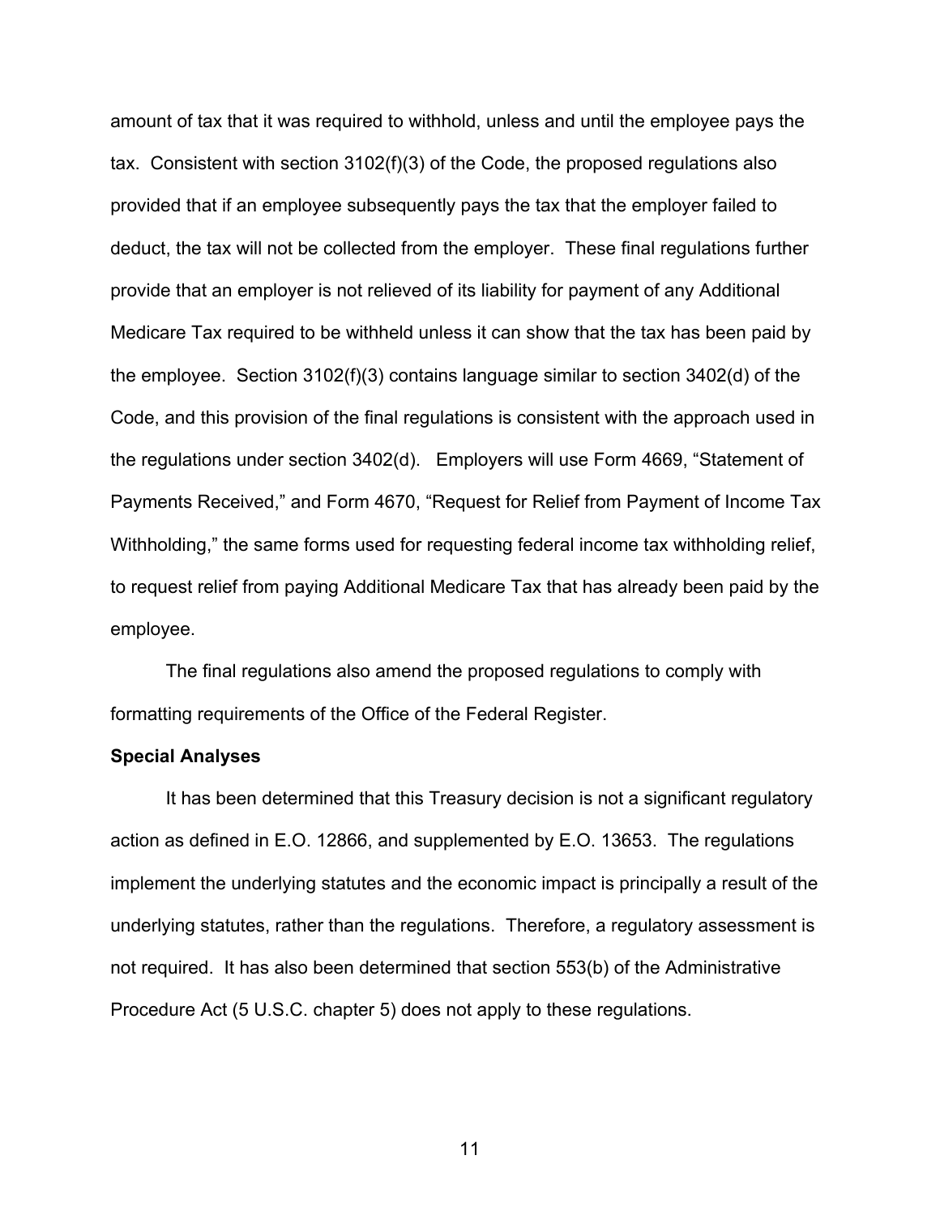amount of tax that it was required to withhold, unless and until the employee pays the tax. Consistent with section 3102(f)(3) of the Code, the proposed regulations also provided that if an employee subsequently pays the tax that the employer failed to deduct, the tax will not be collected from the employer. These final regulations further provide that an employer is not relieved of its liability for payment of any Additional Medicare Tax required to be withheld unless it can show that the tax has been paid by the employee. Section 3102(f)(3) contains language similar to section 3402(d) of the Code, and this provision of the final regulations is consistent with the approach used in the regulations under section 3402(d). Employers will use Form 4669, "Statement of Payments Received," and Form 4670, "Request for Relief from Payment of Income Tax Withholding," the same forms used for requesting federal income tax withholding relief, to request relief from paying Additional Medicare Tax that has already been paid by the employee.

The final regulations also amend the proposed regulations to comply with formatting requirements of the Office of the Federal Register.

**Special Analyses**

It has been determined that this Treasury decision is not a significant regulatory action as defined in E.O. 12866, and supplemented by E.O. 13653. The regulations implement the underlying statutes and the economic impact is principally a result of the underlying statutes, rather than the regulations. Therefore, a regulatory assessment is not required. It has also been determined that section 553(b) of the Administrative Procedure Act (5 U.S.C. chapter 5) does not apply to these regulations.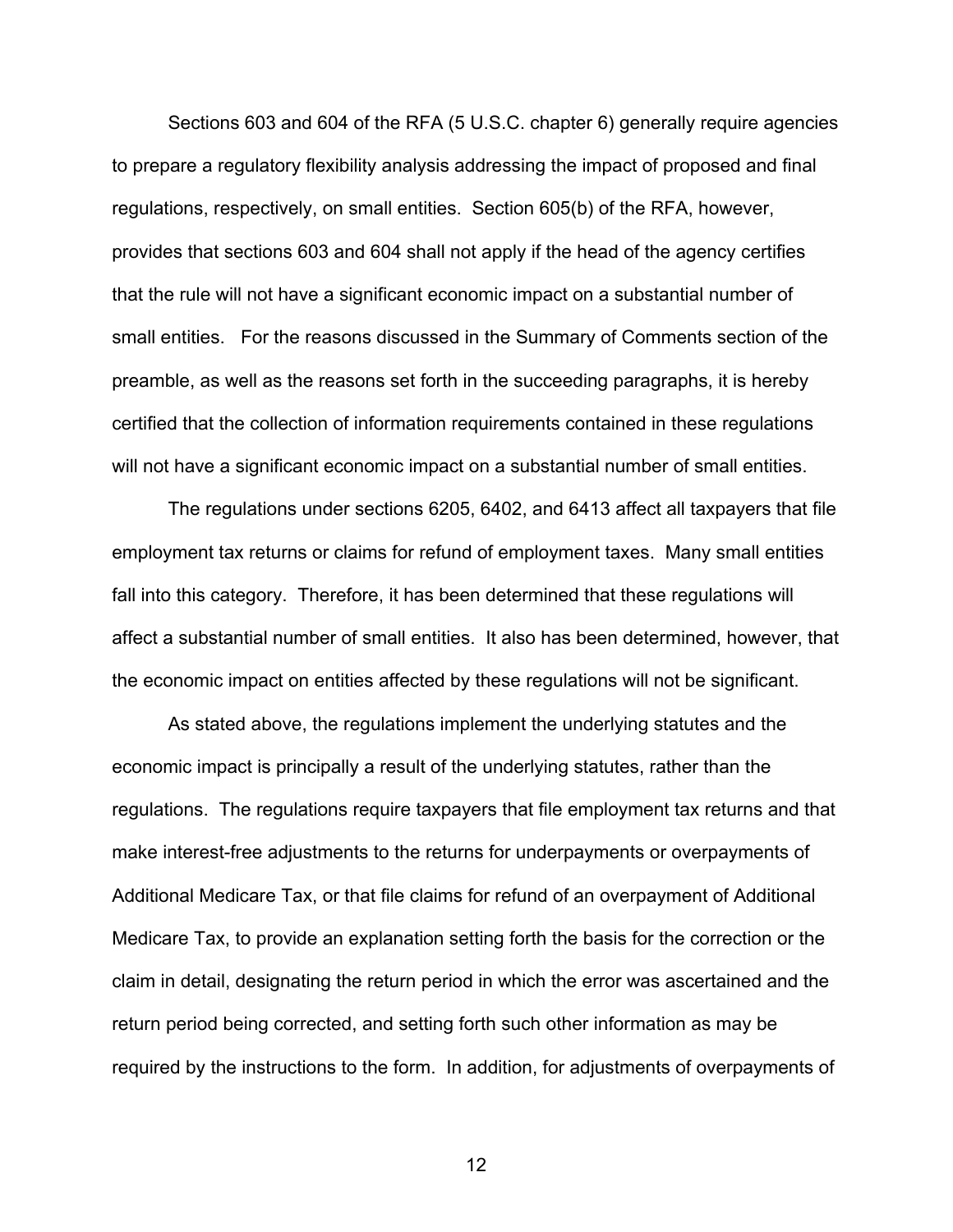Sections 603 and 604 of the RFA (5 U.S.C. chapter 6) generally require agencies to prepare a regulatory flexibility analysis addressing the impact of proposed and final regulations, respectively, on small entities. Section 605(b) of the RFA, however, provides that sections 603 and 604 shall not apply if the head of the agency certifies that the rule will not have a significant economic impact on a substantial number of small entities. For the reasons discussed in the Summary of Comments section of the preamble, as well as the reasons set forth in the succeeding paragraphs, it is hereby certified that the collection of information requirements contained in these regulations will not have a significant economic impact on a substantial number of small entities.

The regulations under sections 6205, 6402, and 6413 affect all taxpayers that file employment tax returns or claims for refund of employment taxes. Many small entities fall into this category. Therefore, it has been determined that these regulations will affect a substantial number of small entities. It also has been determined, however, that the economic impact on entities affected by these regulations will not be significant.

As stated above, the regulations implement the underlying statutes and the economic impact is principally a result of the underlying statutes, rather than the regulations. The regulations require taxpayers that file employment tax returns and that make interest-free adjustments to the returns for underpayments or overpayments of Additional Medicare Tax, or that file claims for refund of an overpayment of Additional Medicare Tax, to provide an explanation setting forth the basis for the correction or the claim in detail, designating the return period in which the error was ascertained and the return period being corrected, and setting forth such other information as may be required by the instructions to the form. In addition, for adjustments of overpayments of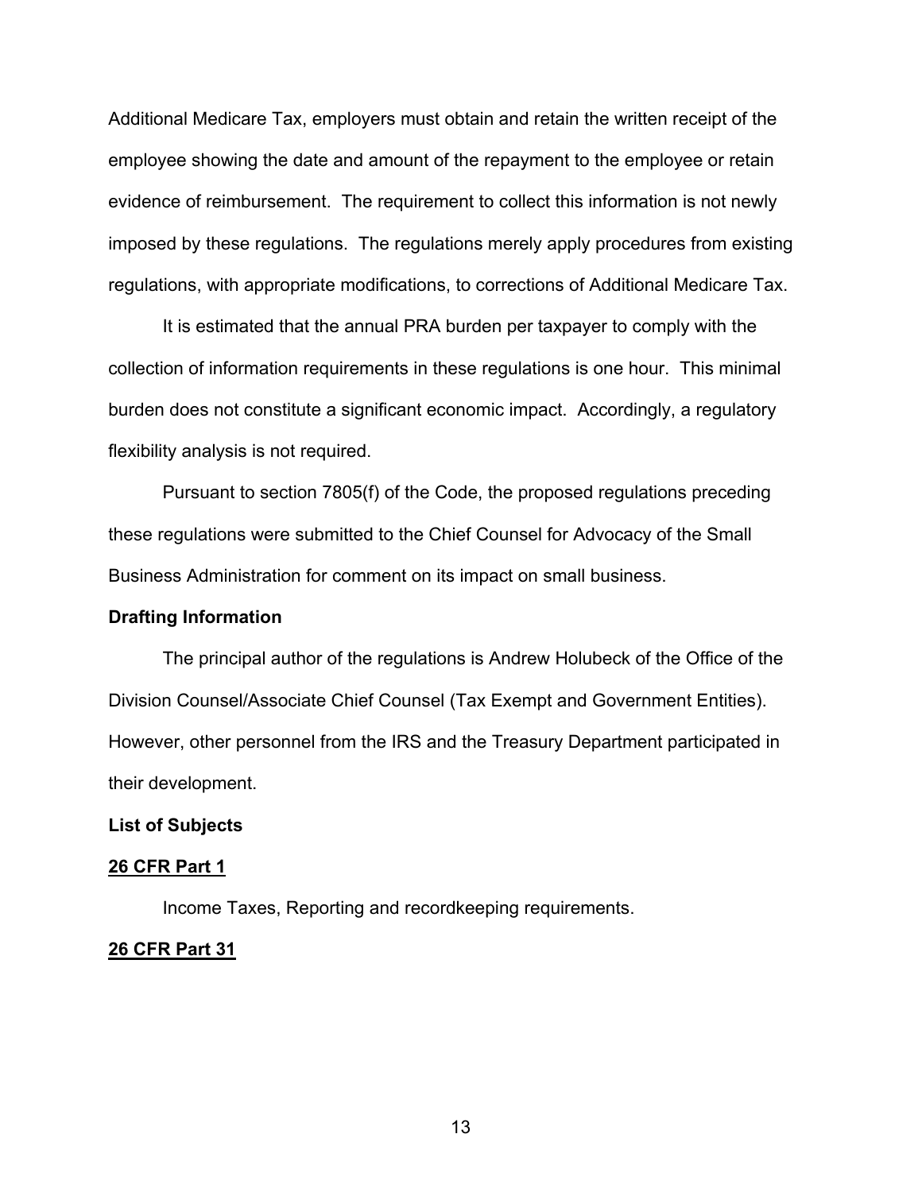Additional Medicare Tax, employers must obtain and retain the written receipt of the employee showing the date and amount of the repayment to the employee or retain evidence of reimbursement. The requirement to collect this information is not newly imposed by these regulations. The regulations merely apply procedures from existing regulations, with appropriate modifications, to corrections of Additional Medicare Tax.

It is estimated that the annual PRA burden per taxpayer to comply with the collection of information requirements in these regulations is one hour. This minimal burden does not constitute a significant economic impact. Accordingly, a regulatory flexibility analysis is not required.

Pursuant to section 7805(f) of the Code, the proposed regulations preceding these regulations were submitted to the Chief Counsel for Advocacy of the Small Business Administration for comment on its impact on small business.

**Drafting Information**

The principal author of the regulations is Andrew Holubeck of the Office of the Division Counsel/Associate Chief Counsel (Tax Exempt and Government Entities). However, other personnel from the IRS and the Treasury Department participated in their development.

**List of Subjects**

**26 CFR Part 1**

Income Taxes, Reporting and recordkeeping requirements.

**26 CFR Part 31**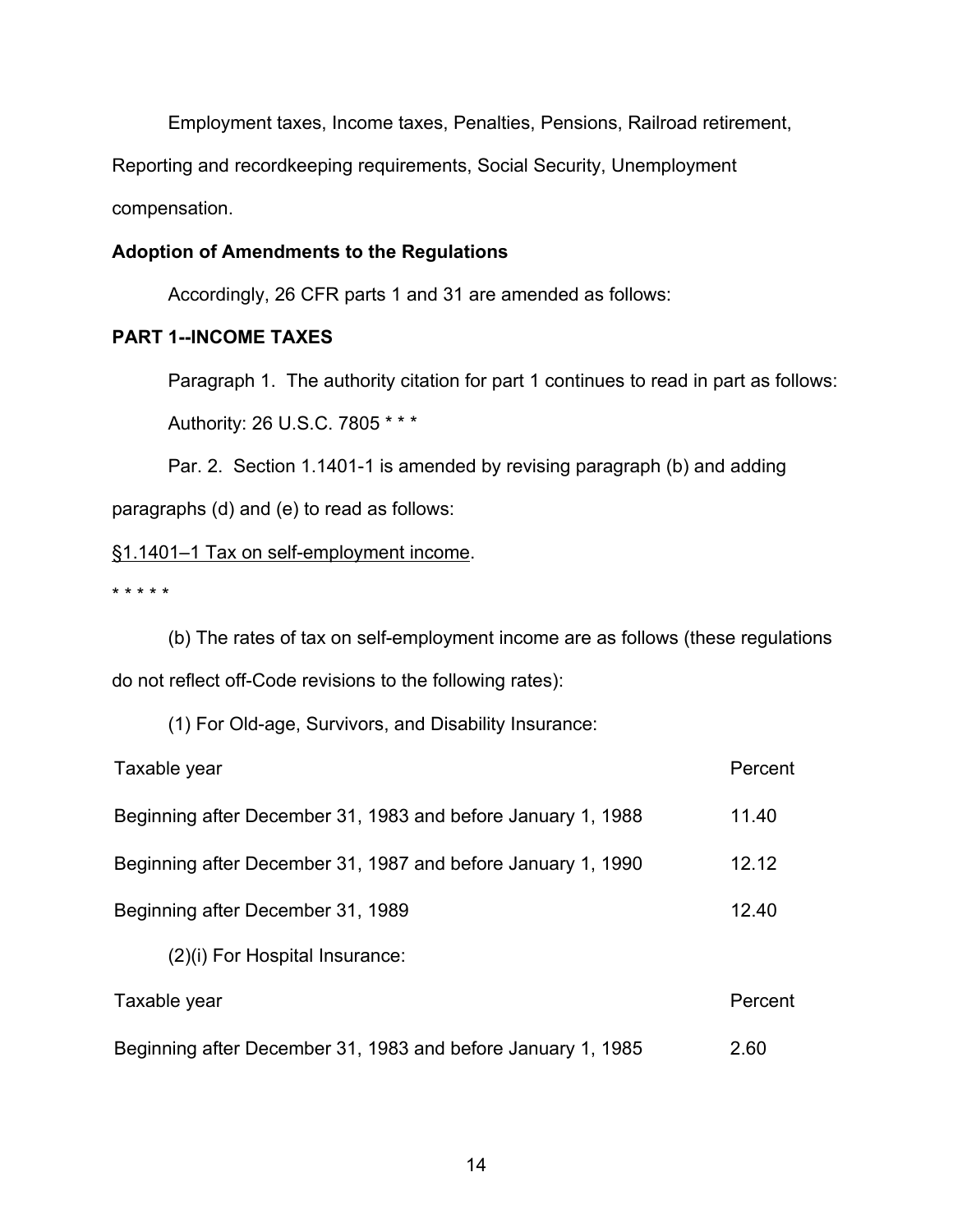Employment taxes, Income taxes, Penalties, Pensions, Railroad retirement, Reporting and recordkeeping requirements, Social Security, Unemployment compensation.

**Adoption of Amendments to the Regulations**

Accordingly, 26 CFR parts 1 and 31 are amended as follows:

**PART 1--INCOME TAXES**

Paragraph 1. The authority citation for part 1 continues to read in part as follows:

Authority: 26 U.S.C. 7805 * * *

Par. 2. Section 1.1401-1 is amended by revising paragraph (b) and adding paragraphs (d) and (e) to read as follows:

§1.1401–1 Tax on self-employment income.

* * * * *

(b) The rates of tax on self-employment income are as follows (these regulations do not reflect off-Code revisions to the following rates):

(1) For Old-age, Survivors, and Disability Insurance:

| Taxable year | Percent |
|---|---|
| Beginning after December 31, 1983 and before January 1, 1988 | 11.40 |
| Beginning after December 31, 1987 and before January 1, 1990 | 12.12 |
| Beginning after December 31, 1989 | 12.40 |

(2)(i) For Hospital Insurance:

| Taxable year | Percent |
|---|---|
| Beginning after December 31, 1983 and before January 1, 1985 | 2.60 |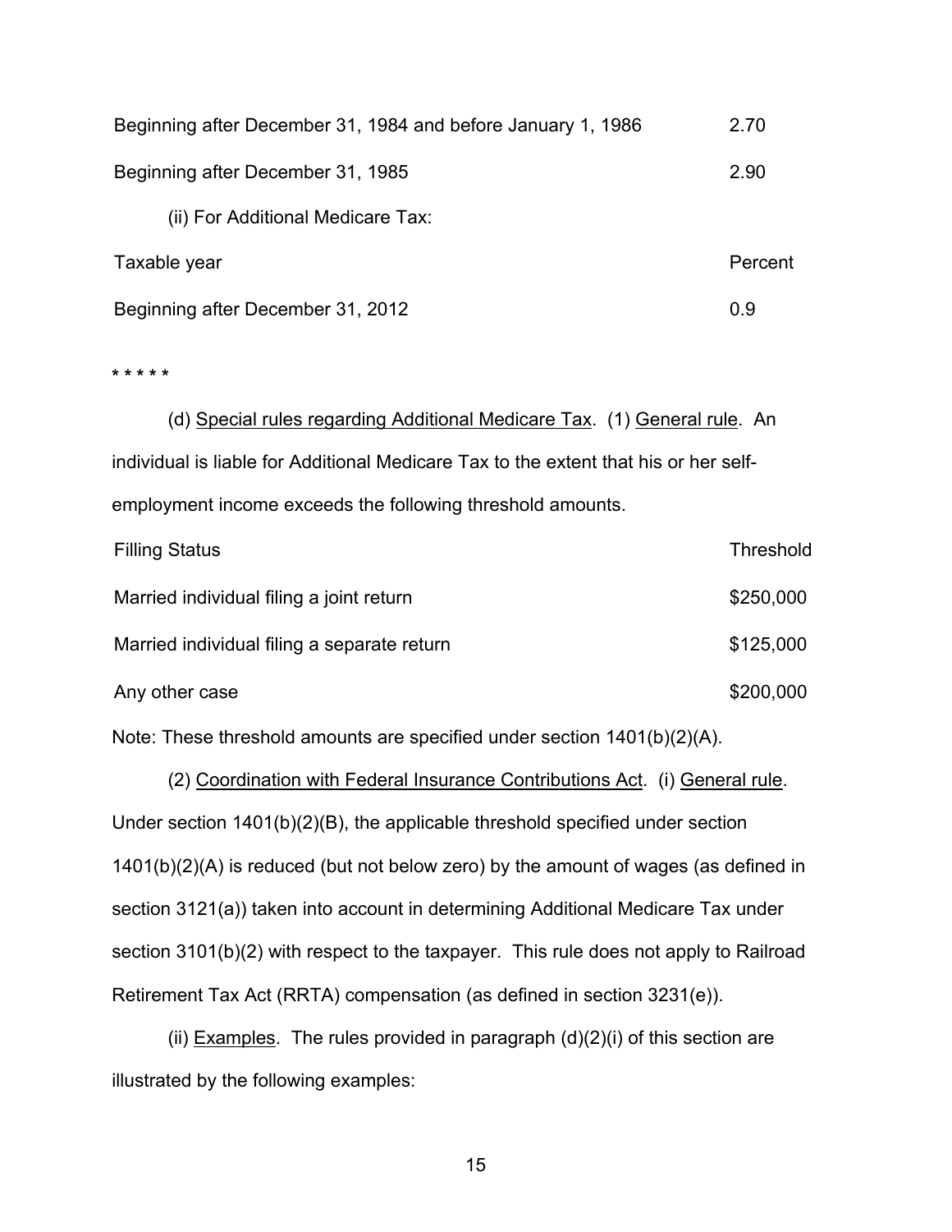| | |
|---|---|
| Beginning after December 31, 1984 and before January 1, 1986 | 2.70 |
| Beginning after December 31, 1985 | 2.90 |

(ii) For Additional Medicare Tax:

| Taxable year | Percent |
|---|---|
| Beginning after December 31, 2012 | 0.9 |

\* \* \* \* \*

(d) Special rules regarding Additional Medicare Tax. (1) General rule. An individual is liable for Additional Medicare Tax to the extent that his or her self-employment income exceeds the following threshold amounts.

| Filling Status | Threshold |
|---|---|
| Married individual filing a joint return | $250,000 |
| Married individual filing a separate return | $125,000 |
| Any other case | $200,000 |

Note: These threshold amounts are specified under section 1401(b)(2)(A).

(2) Coordination with Federal Insurance Contributions Act. (i) General rule. Under section 1401(b)(2)(B), the applicable threshold specified under section 1401(b)(2)(A) is reduced (but not below zero) by the amount of wages (as defined in section 3121(a)) taken into account in determining Additional Medicare Tax under section 3101(b)(2) with respect to the taxpayer. This rule does not apply to Railroad Retirement Tax Act (RRTA) compensation (as defined in section 3231(e)).

(ii) Examples. The rules provided in paragraph (d)(2)(i) of this section are illustrated by the following examples: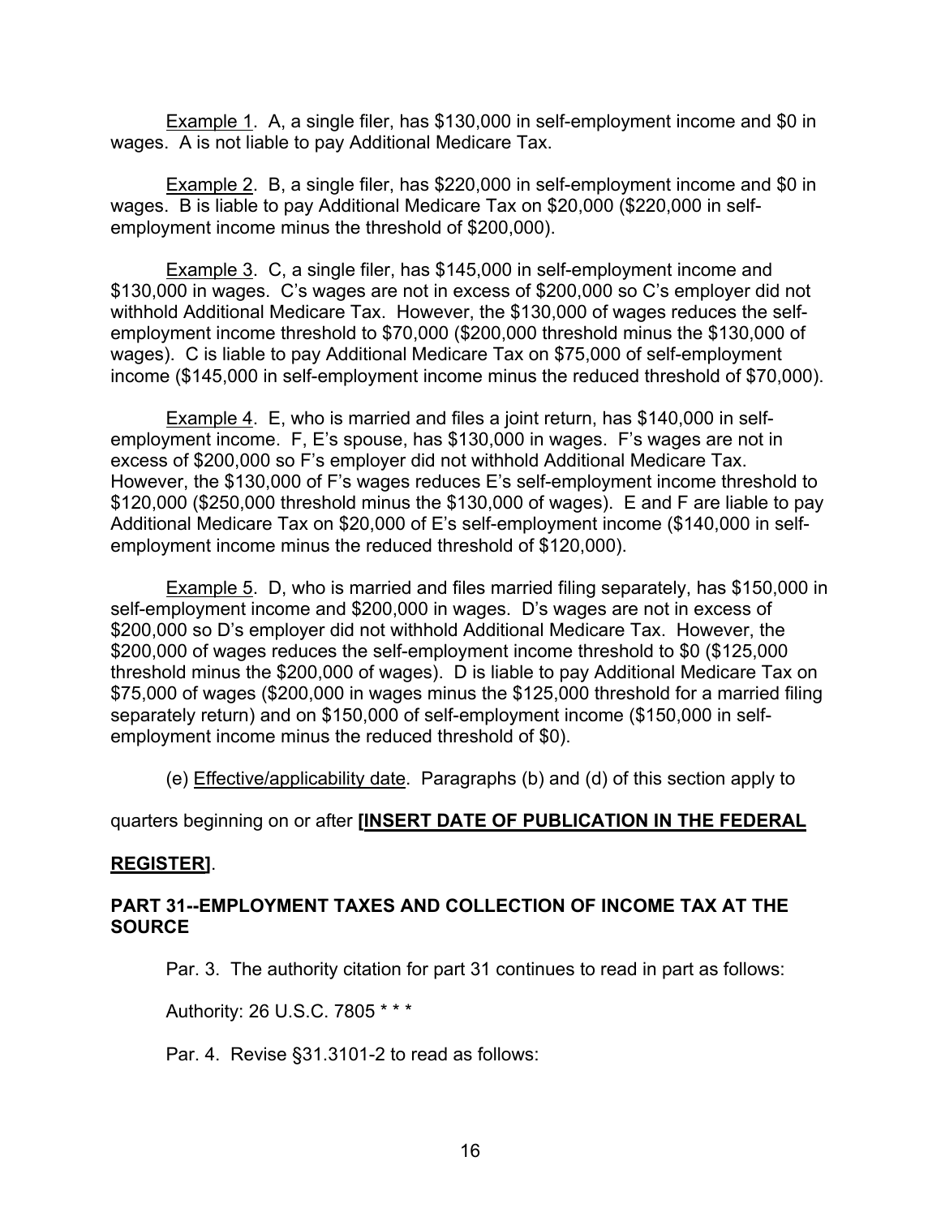Example 1. A, a single filer, has $130,000 in self-employment income and $0 in wages. A is not liable to pay Additional Medicare Tax.

Example 2. B, a single filer, has $220,000 in self-employment income and $0 in wages. B is liable to pay Additional Medicare Tax on $20,000 ($220,000 in self-employment income minus the threshold of $200,000).

Example 3. C, a single filer, has $145,000 in self-employment income and $130,000 in wages. C's wages are not in excess of $200,000 so C's employer did not withhold Additional Medicare Tax. However, the $130,000 of wages reduces the self-employment income threshold to $70,000 ($200,000 threshold minus the $130,000 of wages). C is liable to pay Additional Medicare Tax on $75,000 of self-employment income ($145,000 in self-employment income minus the reduced threshold of $70,000).

Example 4. E, who is married and files a joint return, has $140,000 in self-employment income. F, E's spouse, has $130,000 in wages. F's wages are not in excess of $200,000 so F's employer did not withhold Additional Medicare Tax. However, the $130,000 of F's wages reduces E's self-employment income threshold to $120,000 ($250,000 threshold minus the $130,000 of wages). E and F are liable to pay Additional Medicare Tax on $20,000 of E's self-employment income ($140,000 in self-employment income minus the reduced threshold of $120,000).

Example 5. D, who is married and files married filing separately, has $150,000 in self-employment income and $200,000 in wages. D's wages are not in excess of $200,000 so D's employer did not withhold Additional Medicare Tax. However, the $200,000 of wages reduces the self-employment income threshold to $0 ($125,000 threshold minus the $200,000 of wages). D is liable to pay Additional Medicare Tax on $75,000 of wages ($200,000 in wages minus the $125,000 threshold for a married filing separately return) and on $150,000 of self-employment income ($150,000 in self-employment income minus the reduced threshold of $0).

(e) Effective/applicability date. Paragraphs (b) and (d) of this section apply to quarters beginning on or after **[INSERT DATE OF PUBLICATION IN THE FEDERAL REGISTER]**.

**PART 31--EMPLOYMENT TAXES AND COLLECTION OF INCOME TAX AT THE SOURCE**

Par. 3. The authority citation for part 31 continues to read in part as follows:

Authority: 26 U.S.C. 7805 * * *

Par. 4. Revise §31.3101-2 to read as follows: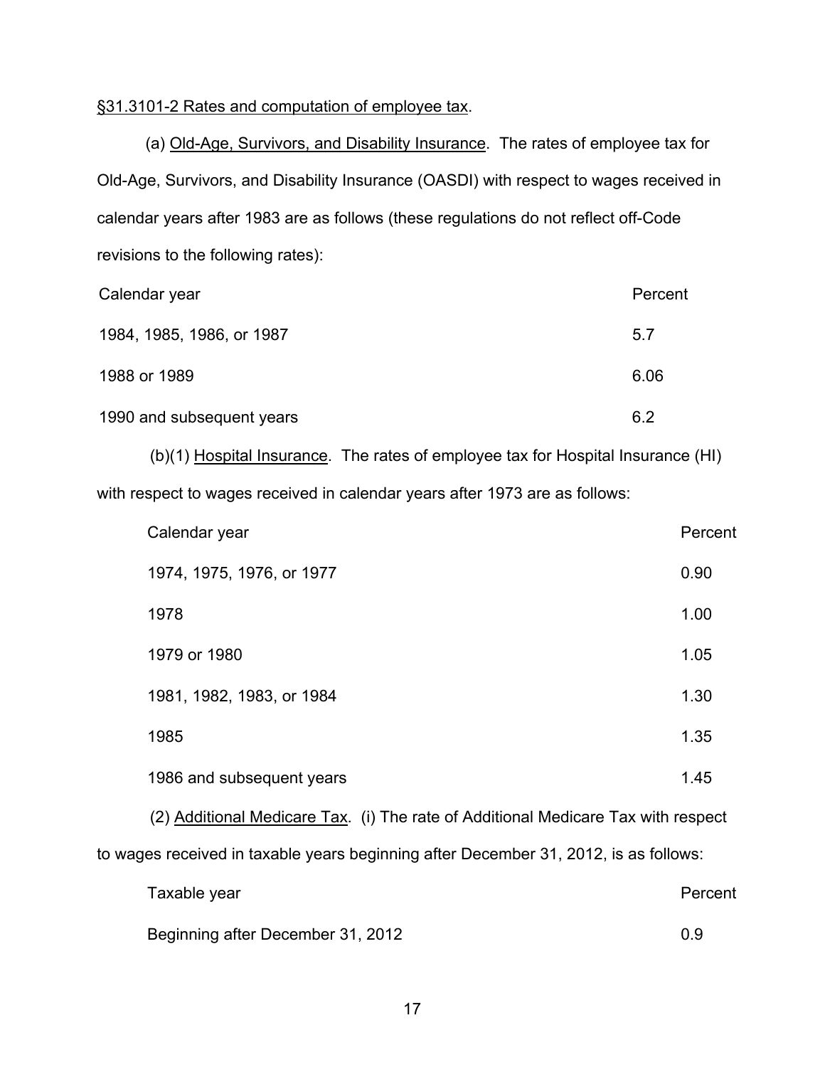§31.3101-2 Rates and computation of employee tax.

(a) Old-Age, Survivors, and Disability Insurance. The rates of employee tax for Old-Age, Survivors, and Disability Insurance (OASDI) with respect to wages received in calendar years after 1983 are as follows (these regulations do not reflect off-Code revisions to the following rates):

| Calendar year | Percent |
|---|---|
| 1984, 1985, 1986, or 1987 | 5.7 |
| 1988 or 1989 | 6.06 |
| 1990 and subsequent years | 6.2 |

(b)(1) Hospital Insurance. The rates of employee tax for Hospital Insurance (HI) with respect to wages received in calendar years after 1973 are as follows:

| Calendar year | Percent |
|---|---|
| 1974, 1975, 1976, or 1977 | 0.90 |
| 1978 | 1.00 |
| 1979 or 1980 | 1.05 |
| 1981, 1982, 1983, or 1984 | 1.30 |
| 1985 | 1.35 |
| 1986 and subsequent years | 1.45 |

(2) Additional Medicare Tax. (i) The rate of Additional Medicare Tax with respect to wages received in taxable years beginning after December 31, 2012, is as follows:

| Taxable year | Percent |
|---|---|
| Beginning after December 31, 2012 | 0.9 |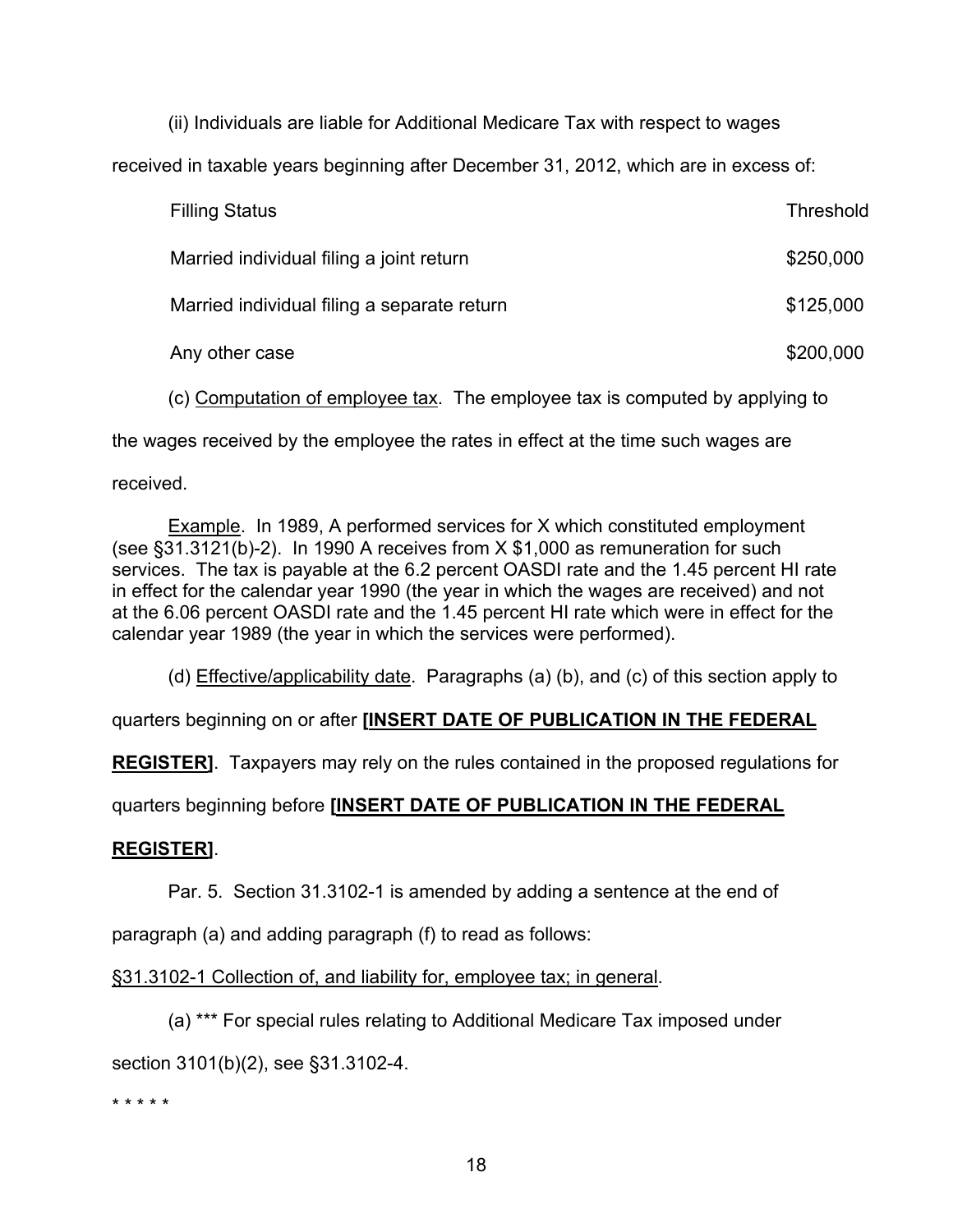(ii) Individuals are liable for Additional Medicare Tax with respect to wages received in taxable years beginning after December 31, 2012, which are in excess of:

| Filling Status | Threshold |
|---|---|
| Married individual filing a joint return | $250,000 |
| Married individual filing a separate return | $125,000 |
| Any other case | $200,000 |

(c) Computation of employee tax. The employee tax is computed by applying to the wages received by the employee the rates in effect at the time such wages are received.

Example. In 1989, A performed services for X which constituted employment (see §31.3121(b)-2). In 1990 A receives from X $1,000 as remuneration for such services. The tax is payable at the 6.2 percent OASDI rate and the 1.45 percent HI rate in effect for the calendar year 1990 (the year in which the wages are received) and not at the 6.06 percent OASDI rate and the 1.45 percent HI rate which were in effect for the calendar year 1989 (the year in which the services were performed).

(d) Effective/applicability date. Paragraphs (a) (b), and (c) of this section apply to quarters beginning on or after **[INSERT DATE OF PUBLICATION IN THE FEDERAL REGISTER]**. Taxpayers may rely on the rules contained in the proposed regulations for quarters beginning before **[INSERT DATE OF PUBLICATION IN THE FEDERAL REGISTER]**.

Par. 5. Section 31.3102-1 is amended by adding a sentence at the end of paragraph (a) and adding paragraph (f) to read as follows:

§31.3102-1 Collection of, and liability for, employee tax; in general.

(a) *** For special rules relating to Additional Medicare Tax imposed under section 3101(b)(2), see §31.3102-4.

* * * * *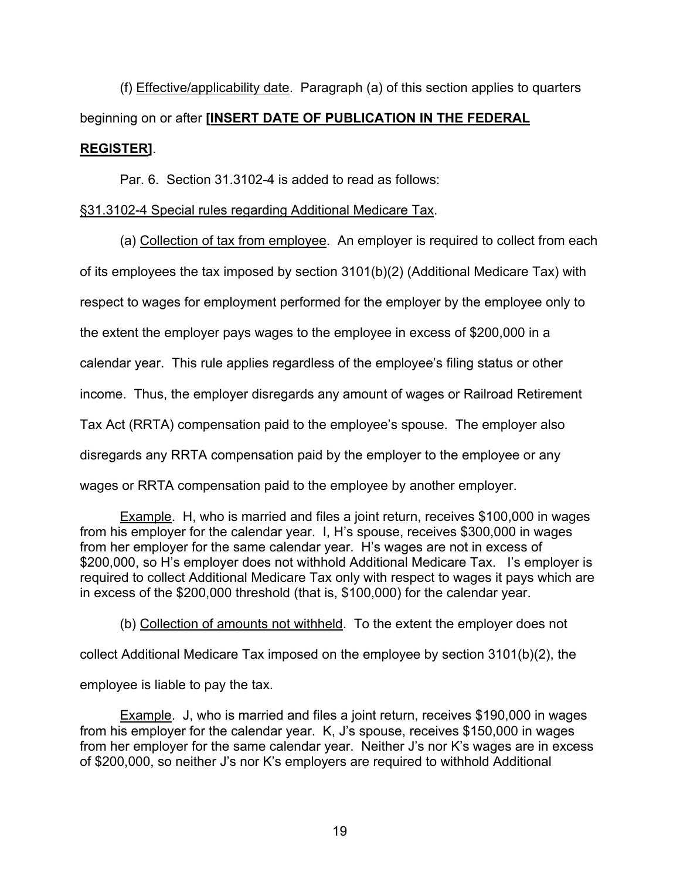(f) Effective/applicability date. Paragraph (a) of this section applies to quarters beginning on or after **[INSERT DATE OF PUBLICATION IN THE FEDERAL REGISTER]**.

Par. 6. Section 31.3102-4 is added to read as follows:

§31.3102-4 Special rules regarding Additional Medicare Tax.

(a) Collection of tax from employee. An employer is required to collect from each of its employees the tax imposed by section 3101(b)(2) (Additional Medicare Tax) with respect to wages for employment performed for the employer by the employee only to the extent the employer pays wages to the employee in excess of $200,000 in a calendar year. This rule applies regardless of the employee's filing status or other income. Thus, the employer disregards any amount of wages or Railroad Retirement Tax Act (RRTA) compensation paid to the employee's spouse. The employer also disregards any RRTA compensation paid by the employer to the employee or any wages or RRTA compensation paid to the employee by another employer.

Example. H, who is married and files a joint return, receives $100,000 in wages from his employer for the calendar year. I, H's spouse, receives $300,000 in wages from her employer for the same calendar year. H's wages are not in excess of $200,000, so H's employer does not withhold Additional Medicare Tax. I's employer is required to collect Additional Medicare Tax only with respect to wages it pays which are in excess of the $200,000 threshold (that is, $100,000) for the calendar year.

(b) Collection of amounts not withheld. To the extent the employer does not collect Additional Medicare Tax imposed on the employee by section 3101(b)(2), the employee is liable to pay the tax.

Example. J, who is married and files a joint return, receives $190,000 in wages from his employer for the calendar year. K, J's spouse, receives $150,000 in wages from her employer for the same calendar year. Neither J's nor K's wages are in excess of $200,000, so neither J's nor K's employers are required to withhold Additional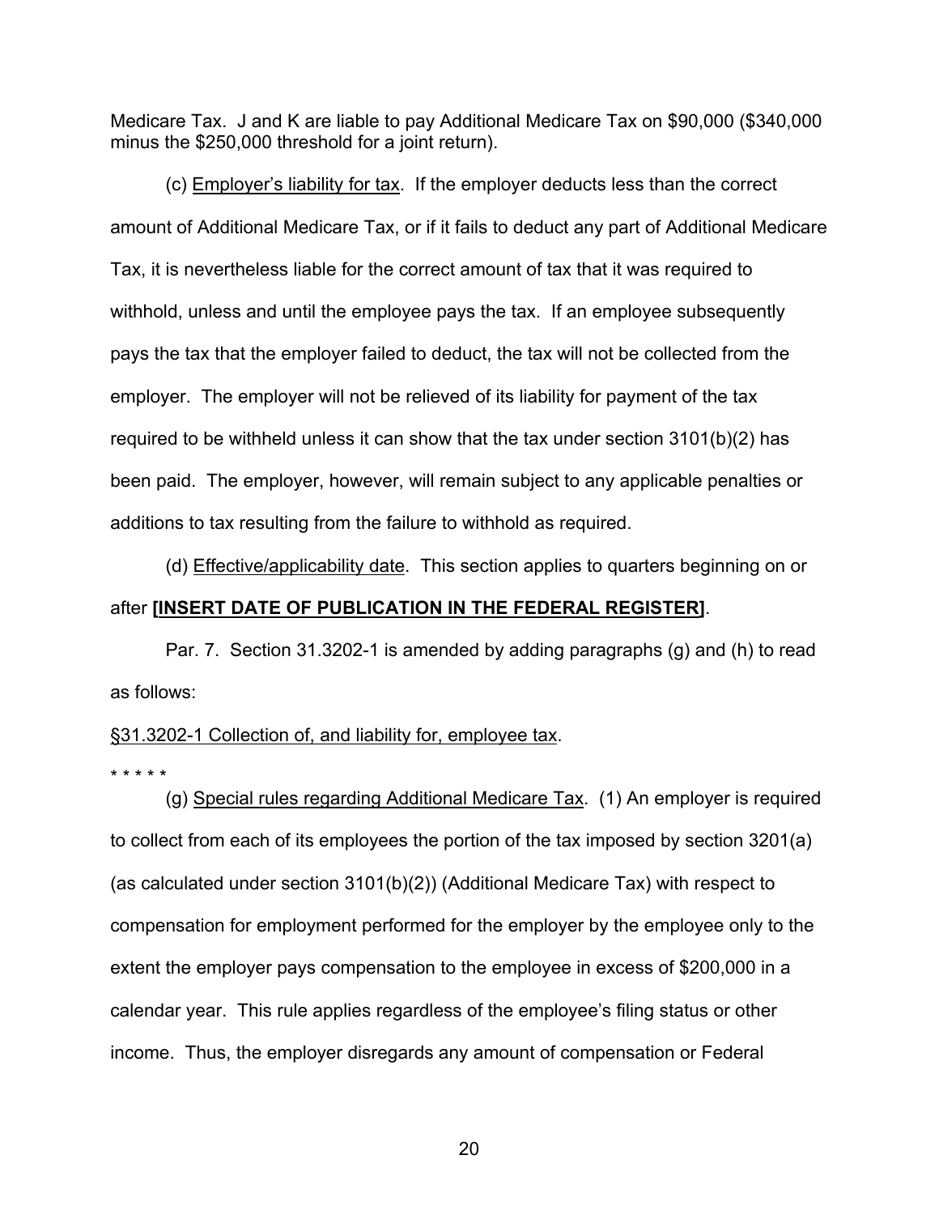Medicare Tax. J and K are liable to pay Additional Medicare Tax on $90,000 ($340,000 minus the $250,000 threshold for a joint return).

(c) Employer's liability for tax. If the employer deducts less than the correct amount of Additional Medicare Tax, or if it fails to deduct any part of Additional Medicare Tax, it is nevertheless liable for the correct amount of tax that it was required to withhold, unless and until the employee pays the tax. If an employee subsequently pays the tax that the employer failed to deduct, the tax will not be collected from the employer. The employer will not be relieved of its liability for payment of the tax required to be withheld unless it can show that the tax under section 3101(b)(2) has been paid. The employer, however, will remain subject to any applicable penalties or additions to tax resulting from the failure to withhold as required.

(d) Effective/applicability date. This section applies to quarters beginning on or after **[INSERT DATE OF PUBLICATION IN THE FEDERAL REGISTER]**.

Par. 7. Section 31.3202-1 is amended by adding paragraphs (g) and (h) to read as follows:

§31.3202-1 Collection of, and liability for, employee tax.

* * * * *

(g) Special rules regarding Additional Medicare Tax. (1) An employer is required to collect from each of its employees the portion of the tax imposed by section 3201(a) (as calculated under section 3101(b)(2)) (Additional Medicare Tax) with respect to compensation for employment performed for the employer by the employee only to the extent the employer pays compensation to the employee in excess of $200,000 in a calendar year. This rule applies regardless of the employee's filing status or other income. Thus, the employer disregards any amount of compensation or Federal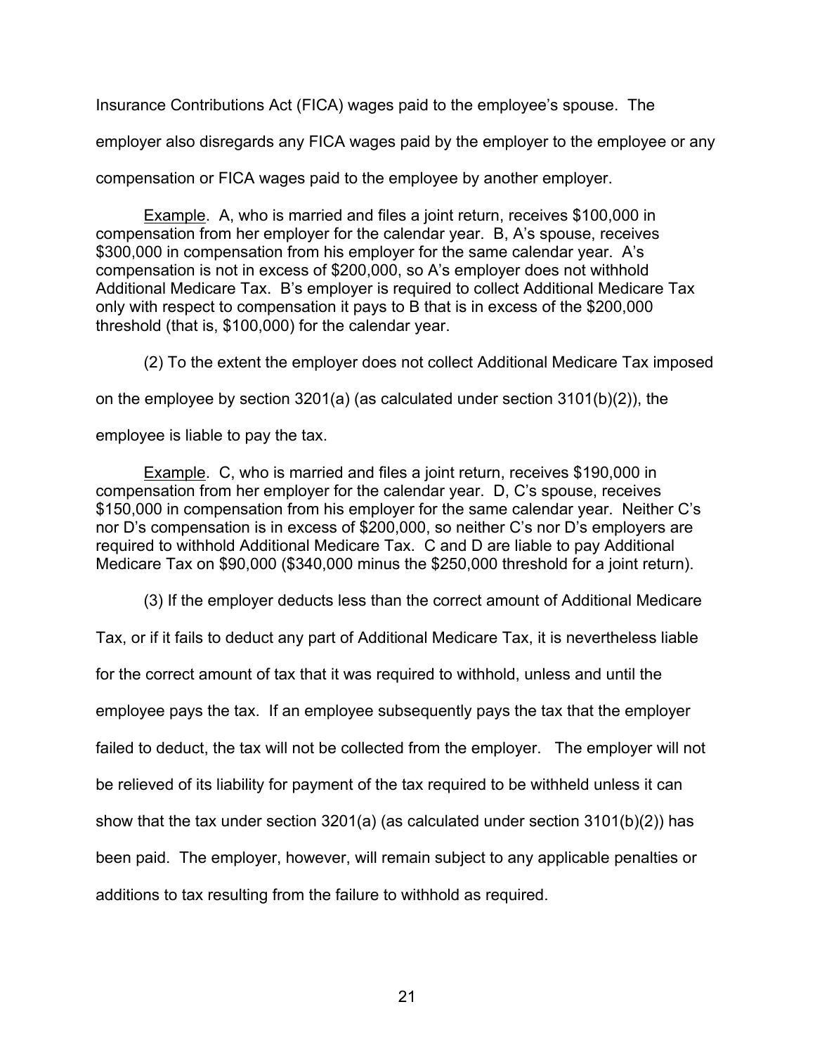Insurance Contributions Act (FICA) wages paid to the employee's spouse. The employer also disregards any FICA wages paid by the employer to the employee or any compensation or FICA wages paid to the employee by another employer.

<u>Example</u>. A, who is married and files a joint return, receives $100,000 in compensation from her employer for the calendar year. B, A's spouse, receives $300,000 in compensation from his employer for the same calendar year. A's compensation is not in excess of $200,000, so A's employer does not withhold Additional Medicare Tax. B's employer is required to collect Additional Medicare Tax only with respect to compensation it pays to B that is in excess of the $200,000 threshold (that is, $100,000) for the calendar year.

(2) To the extent the employer does not collect Additional Medicare Tax imposed on the employee by section 3201(a) (as calculated under section 3101(b)(2)), the employee is liable to pay the tax.

<u>Example</u>. C, who is married and files a joint return, receives $190,000 in compensation from her employer for the calendar year. D, C's spouse, receives $150,000 in compensation from his employer for the same calendar year. Neither C's nor D's compensation is in excess of $200,000, so neither C's nor D's employers are required to withhold Additional Medicare Tax. C and D are liable to pay Additional Medicare Tax on $90,000 ($340,000 minus the $250,000 threshold for a joint return).

(3) If the employer deducts less than the correct amount of Additional Medicare Tax, or if it fails to deduct any part of Additional Medicare Tax, it is nevertheless liable for the correct amount of tax that it was required to withhold, unless and until the employee pays the tax. If an employee subsequently pays the tax that the employer failed to deduct, the tax will not be collected from the employer. The employer will not be relieved of its liability for payment of the tax required to be withheld unless it can show that the tax under section 3201(a) (as calculated under section 3101(b)(2)) has been paid. The employer, however, will remain subject to any applicable penalties or additions to tax resulting from the failure to withhold as required.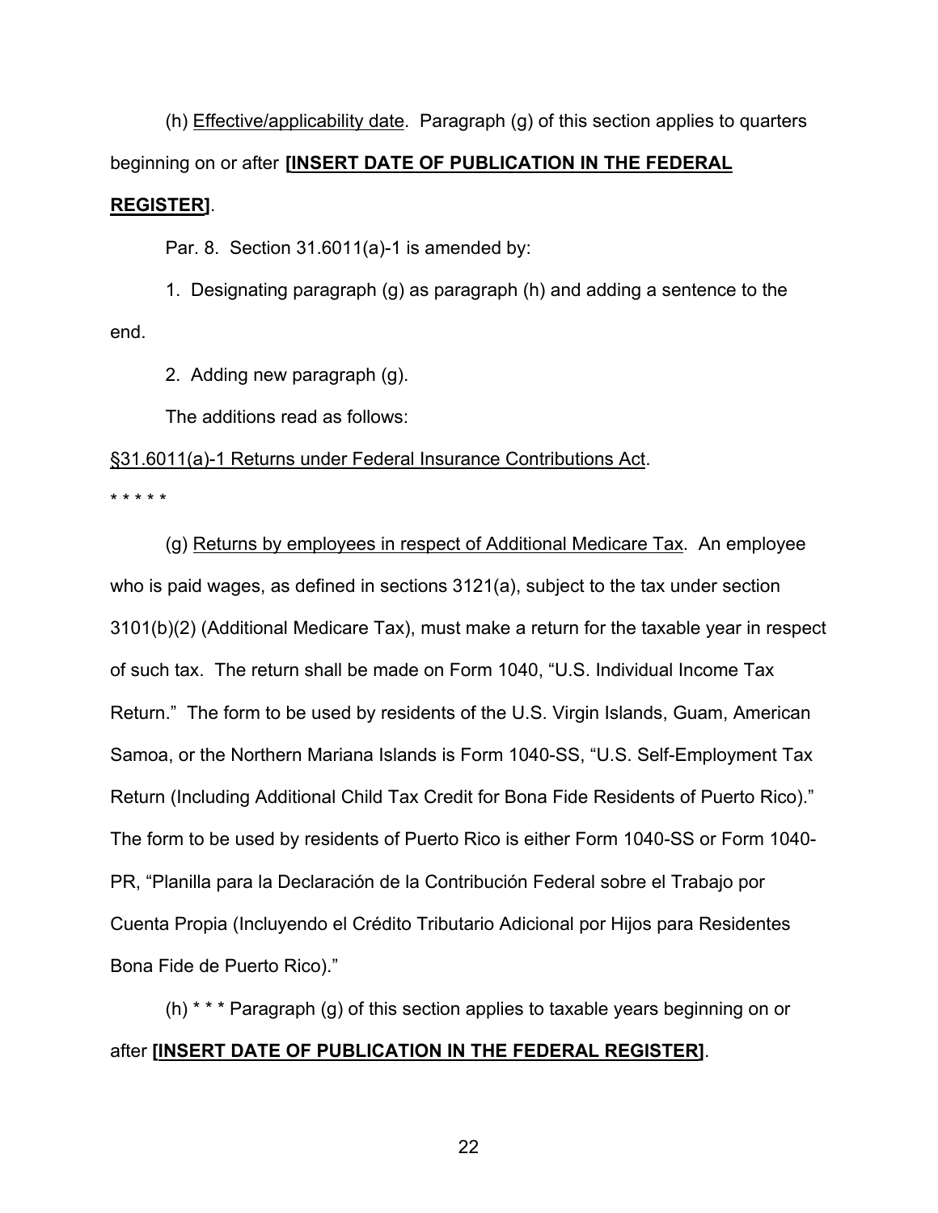(h) Effective/applicability date. Paragraph (g) of this section applies to quarters beginning on or after **[INSERT DATE OF PUBLICATION IN THE FEDERAL REGISTER]**.

Par. 8. Section 31.6011(a)-1 is amended by:

1. Designating paragraph (g) as paragraph (h) and adding a sentence to the end.

2. Adding new paragraph (g).

The additions read as follows:

§31.6011(a)-1 Returns under Federal Insurance Contributions Act.

* * * * *

(g) Returns by employees in respect of Additional Medicare Tax. An employee who is paid wages, as defined in sections 3121(a), subject to the tax under section 3101(b)(2) (Additional Medicare Tax), must make a return for the taxable year in respect of such tax. The return shall be made on Form 1040, "U.S. Individual Income Tax Return." The form to be used by residents of the U.S. Virgin Islands, Guam, American Samoa, or the Northern Mariana Islands is Form 1040-SS, "U.S. Self-Employment Tax Return (Including Additional Child Tax Credit for Bona Fide Residents of Puerto Rico)." The form to be used by residents of Puerto Rico is either Form 1040-SS or Form 1040-PR, "Planilla para la Declaración de la Contribución Federal sobre el Trabajo por Cuenta Propia (Incluyendo el Crédito Tributario Adicional por Hijos para Residentes Bona Fide de Puerto Rico)."

(h) * * * Paragraph (g) of this section applies to taxable years beginning on or after **[INSERT DATE OF PUBLICATION IN THE FEDERAL REGISTER]**.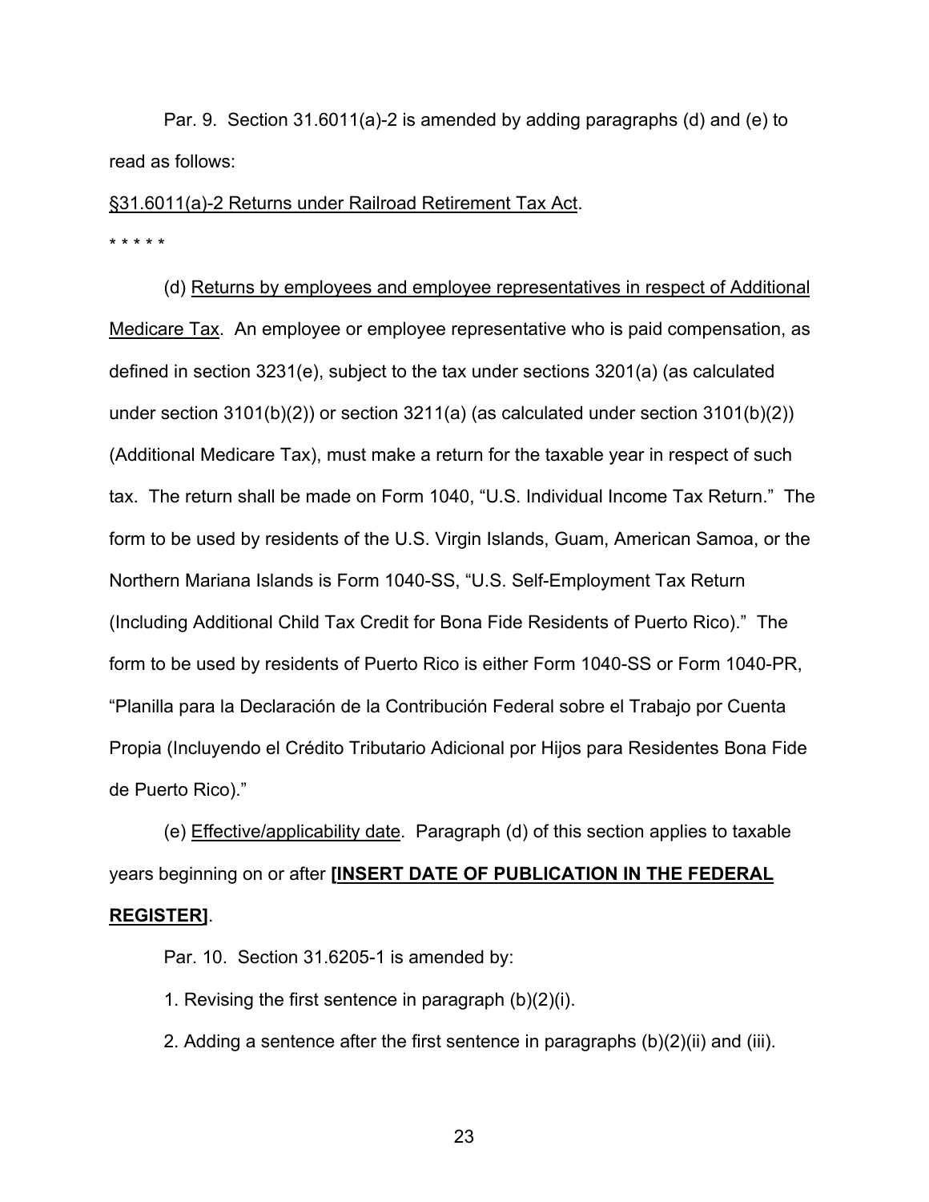Par. 9. Section 31.6011(a)-2 is amended by adding paragraphs (d) and (e) to read as follows:

§31.6011(a)-2 Returns under Railroad Retirement Tax Act.

* * * * *

(d) Returns by employees and employee representatives in respect of Additional Medicare Tax. An employee or employee representative who is paid compensation, as defined in section 3231(e), subject to the tax under sections 3201(a) (as calculated under section 3101(b)(2)) or section 3211(a) (as calculated under section 3101(b)(2)) (Additional Medicare Tax), must make a return for the taxable year in respect of such tax. The return shall be made on Form 1040, "U.S. Individual Income Tax Return." The form to be used by residents of the U.S. Virgin Islands, Guam, American Samoa, or the Northern Mariana Islands is Form 1040-SS, "U.S. Self-Employment Tax Return (Including Additional Child Tax Credit for Bona Fide Residents of Puerto Rico)." The form to be used by residents of Puerto Rico is either Form 1040-SS or Form 1040-PR, "Planilla para la Declaración de la Contribución Federal sobre el Trabajo por Cuenta Propia (Incluyendo el Crédito Tributario Adicional por Hijos para Residentes Bona Fide de Puerto Rico)."

(e) Effective/applicability date. Paragraph (d) of this section applies to taxable years beginning on or after **[INSERT DATE OF PUBLICATION IN THE FEDERAL REGISTER]**.

Par. 10. Section 31.6205-1 is amended by:

1. Revising the first sentence in paragraph (b)(2)(i).

2. Adding a sentence after the first sentence in paragraphs (b)(2)(ii) and (iii).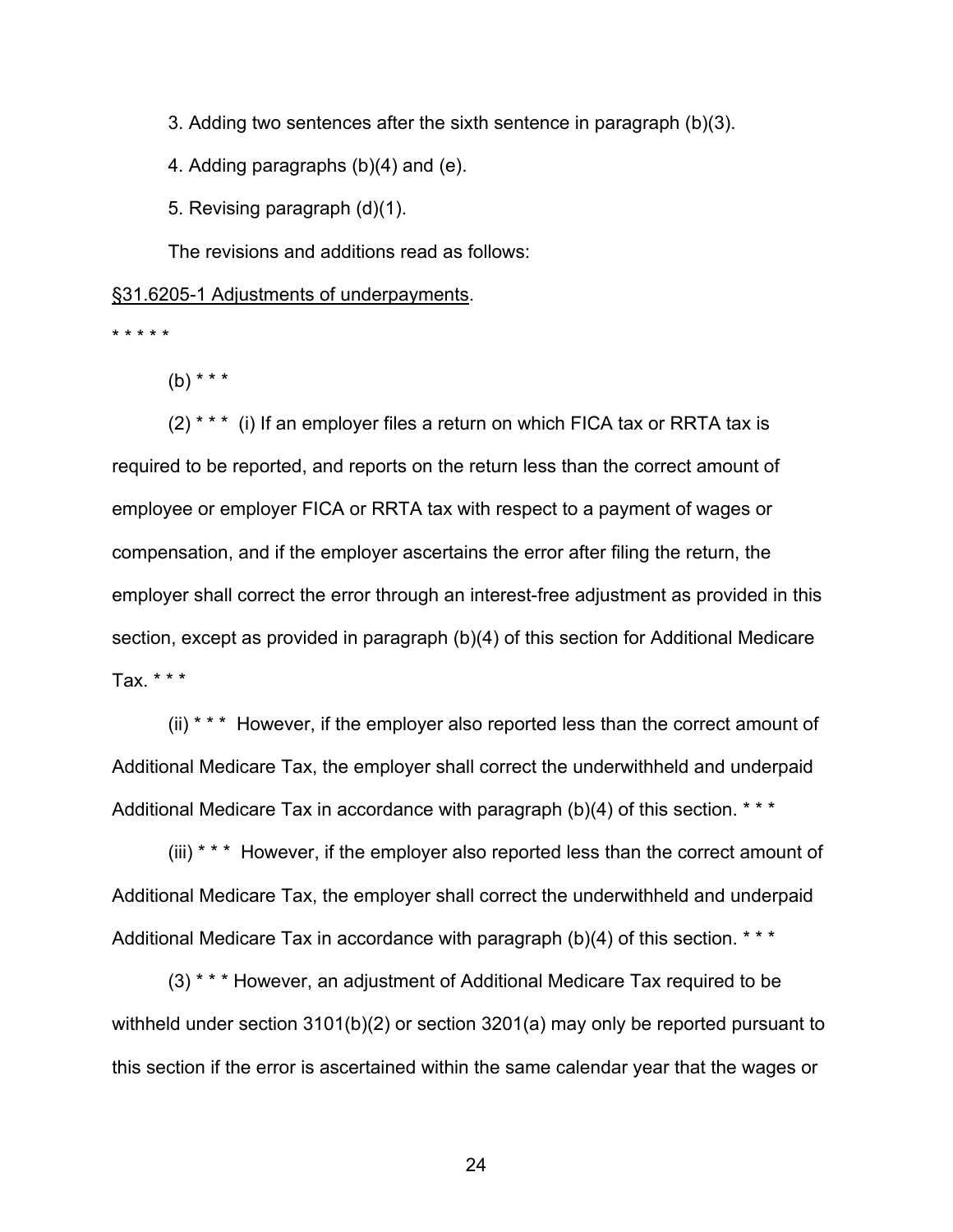3. Adding two sentences after the sixth sentence in paragraph (b)(3).

4. Adding paragraphs (b)(4) and (e).

5. Revising paragraph (d)(1).

The revisions and additions read as follows:

§31.6205-1 Adjustments of underpayments.

* * * * *

(b) * * *

(2) * * * (i) If an employer files a return on which FICA tax or RRTA tax is required to be reported, and reports on the return less than the correct amount of employee or employer FICA or RRTA tax with respect to a payment of wages or compensation, and if the employer ascertains the error after filing the return, the employer shall correct the error through an interest-free adjustment as provided in this section, except as provided in paragraph (b)(4) of this section for Additional Medicare Tax. * * *

(ii) * * * However, if the employer also reported less than the correct amount of Additional Medicare Tax, the employer shall correct the underwithheld and underpaid Additional Medicare Tax in accordance with paragraph (b)(4) of this section. * * *

(iii) * * * However, if the employer also reported less than the correct amount of Additional Medicare Tax, the employer shall correct the underwithheld and underpaid Additional Medicare Tax in accordance with paragraph (b)(4) of this section. * * *

(3) * * * However, an adjustment of Additional Medicare Tax required to be withheld under section 3101(b)(2) or section 3201(a) may only be reported pursuant to this section if the error is ascertained within the same calendar year that the wages or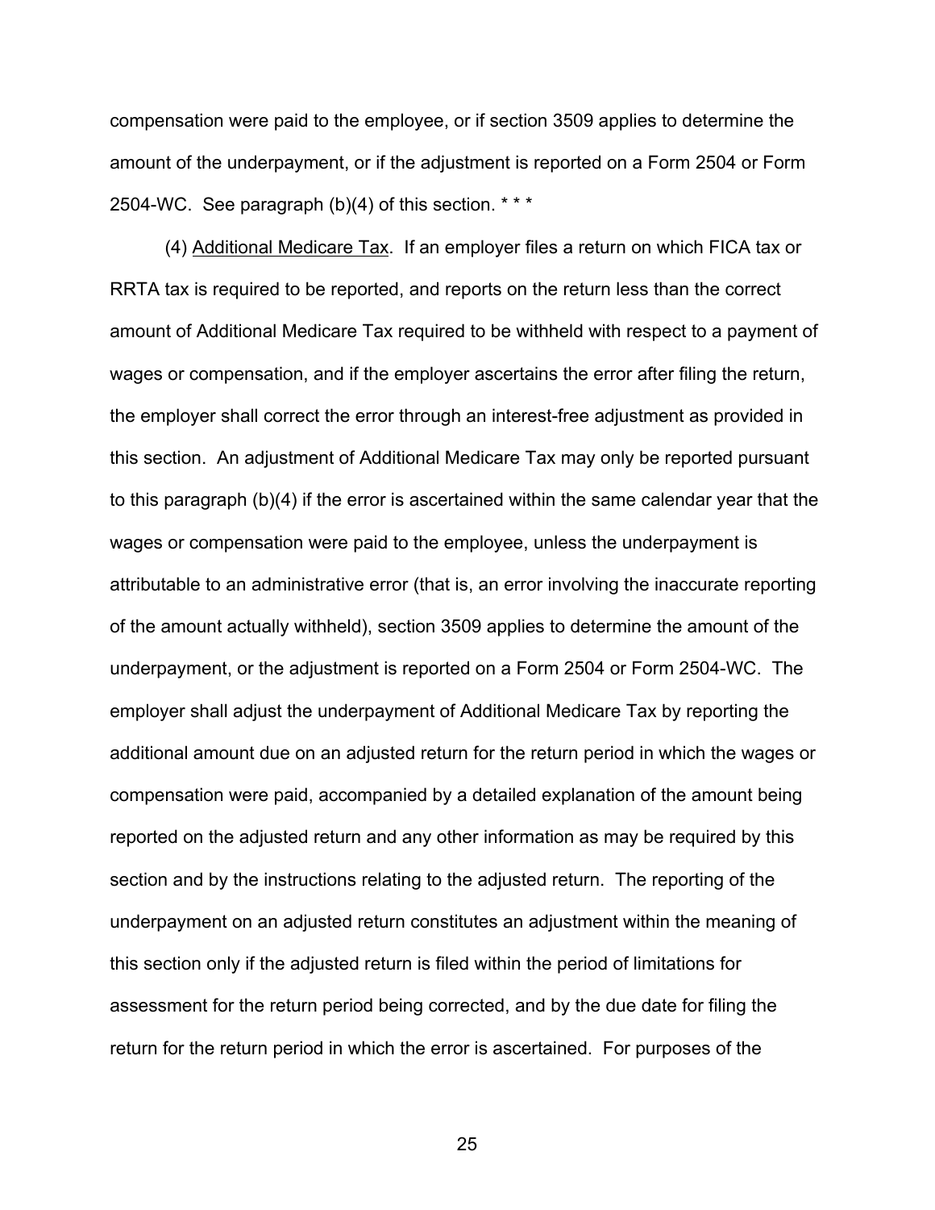compensation were paid to the employee, or if section 3509 applies to determine the amount of the underpayment, or if the adjustment is reported on a Form 2504 or Form 2504-WC. See paragraph (b)(4) of this section. * * *

(4) Additional Medicare Tax. If an employer files a return on which FICA tax or RRTA tax is required to be reported, and reports on the return less than the correct amount of Additional Medicare Tax required to be withheld with respect to a payment of wages or compensation, and if the employer ascertains the error after filing the return, the employer shall correct the error through an interest-free adjustment as provided in this section. An adjustment of Additional Medicare Tax may only be reported pursuant to this paragraph (b)(4) if the error is ascertained within the same calendar year that the wages or compensation were paid to the employee, unless the underpayment is attributable to an administrative error (that is, an error involving the inaccurate reporting of the amount actually withheld), section 3509 applies to determine the amount of the underpayment, or the adjustment is reported on a Form 2504 or Form 2504-WC. The employer shall adjust the underpayment of Additional Medicare Tax by reporting the additional amount due on an adjusted return for the return period in which the wages or compensation were paid, accompanied by a detailed explanation of the amount being reported on the adjusted return and any other information as may be required by this section and by the instructions relating to the adjusted return. The reporting of the underpayment on an adjusted return constitutes an adjustment within the meaning of this section only if the adjusted return is filed within the period of limitations for assessment for the return period being corrected, and by the due date for filing the return for the return period in which the error is ascertained. For purposes of the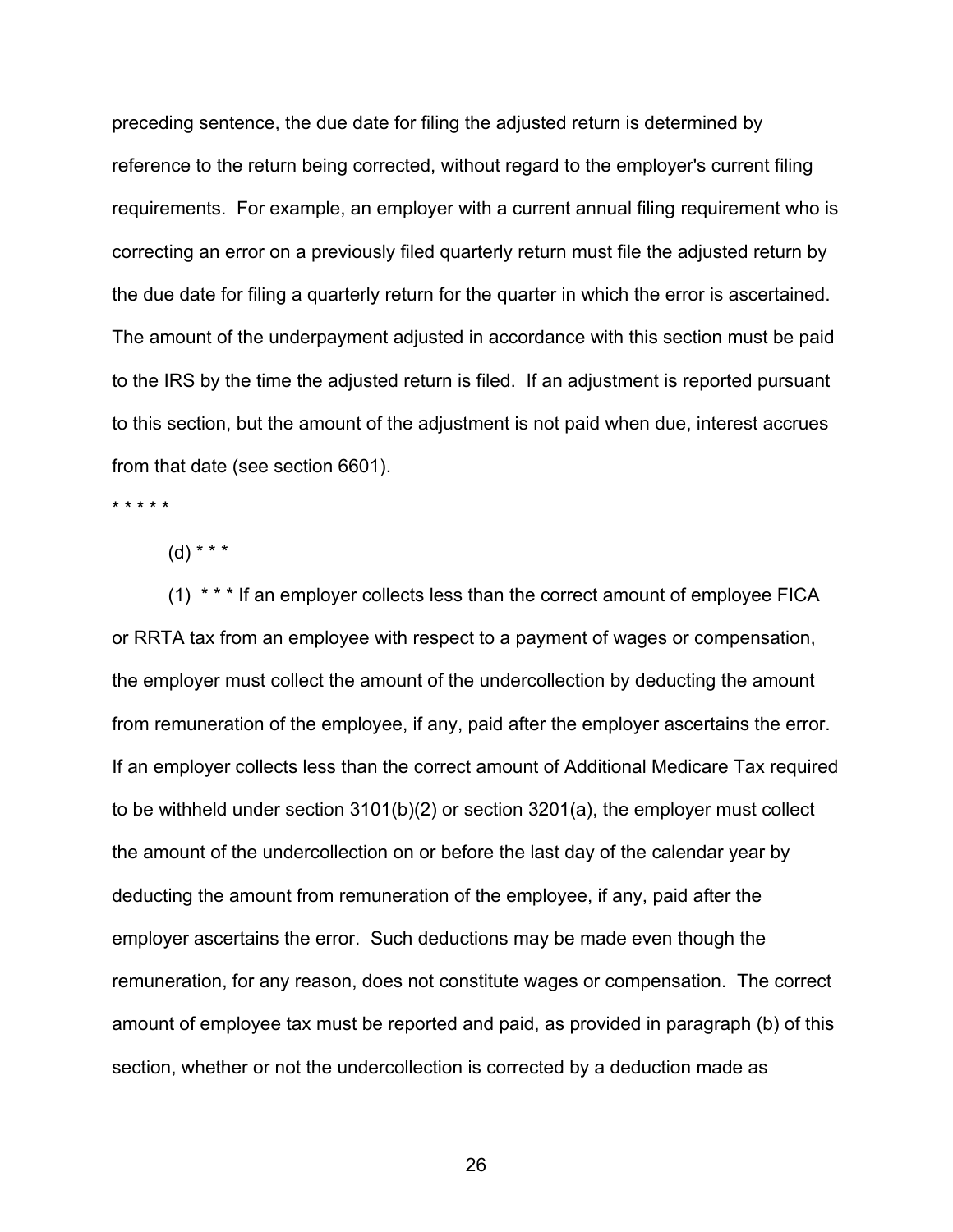preceding sentence, the due date for filing the adjusted return is determined by reference to the return being corrected, without regard to the employer's current filing requirements. For example, an employer with a current annual filing requirement who is correcting an error on a previously filed quarterly return must file the adjusted return by the due date for filing a quarterly return for the quarter in which the error is ascertained. The amount of the underpayment adjusted in accordance with this section must be paid to the IRS by the time the adjusted return is filed. If an adjustment is reported pursuant to this section, but the amount of the adjustment is not paid when due, interest accrues from that date (see section 6601).

* * * * *

(d) * * *

(1) * * * If an employer collects less than the correct amount of employee FICA or RRTA tax from an employee with respect to a payment of wages or compensation, the employer must collect the amount of the undercollection by deducting the amount from remuneration of the employee, if any, paid after the employer ascertains the error. If an employer collects less than the correct amount of Additional Medicare Tax required to be withheld under section 3101(b)(2) or section 3201(a), the employer must collect the amount of the undercollection on or before the last day of the calendar year by deducting the amount from remuneration of the employee, if any, paid after the employer ascertains the error. Such deductions may be made even though the remuneration, for any reason, does not constitute wages or compensation. The correct amount of employee tax must be reported and paid, as provided in paragraph (b) of this section, whether or not the undercollection is corrected by a deduction made as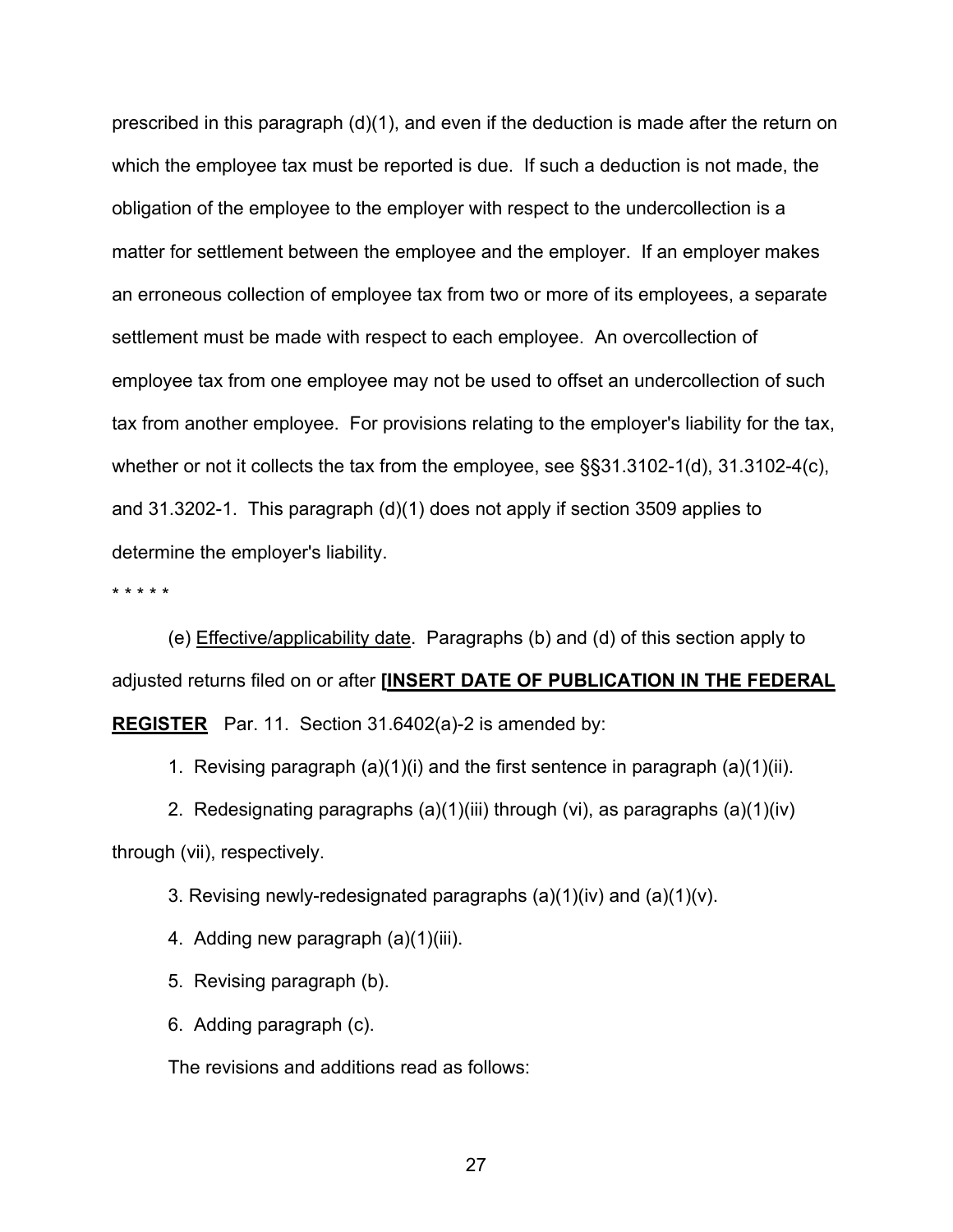prescribed in this paragraph (d)(1), and even if the deduction is made after the return on which the employee tax must be reported is due. If such a deduction is not made, the obligation of the employee to the employer with respect to the undercollection is a matter for settlement between the employee and the employer. If an employer makes an erroneous collection of employee tax from two or more of its employees, a separate settlement must be made with respect to each employee. An overcollection of employee tax from one employee may not be used to offset an undercollection of such tax from another employee. For provisions relating to the employer's liability for the tax, whether or not it collects the tax from the employee, see §§31.3102-1(d), 31.3102-4(c), and 31.3202-1. This paragraph (d)(1) does not apply if section 3509 applies to determine the employer's liability.

\* \* \* \* \*

(e) Effective/applicability date. Paragraphs (b) and (d) of this section apply to adjusted returns filed on or after **[INSERT DATE OF PUBLICATION IN THE FEDERAL REGISTER** Par. 11. Section 31.6402(a)-2 is amended by:

1. Revising paragraph (a)(1)(i) and the first sentence in paragraph (a)(1)(ii).

2. Redesignating paragraphs (a)(1)(iii) through (vi), as paragraphs (a)(1)(iv) through (vii), respectively.

3. Revising newly-redesignated paragraphs (a)(1)(iv) and (a)(1)(v).

4. Adding new paragraph (a)(1)(iii).

5. Revising paragraph (b).

6. Adding paragraph (c).

The revisions and additions read as follows: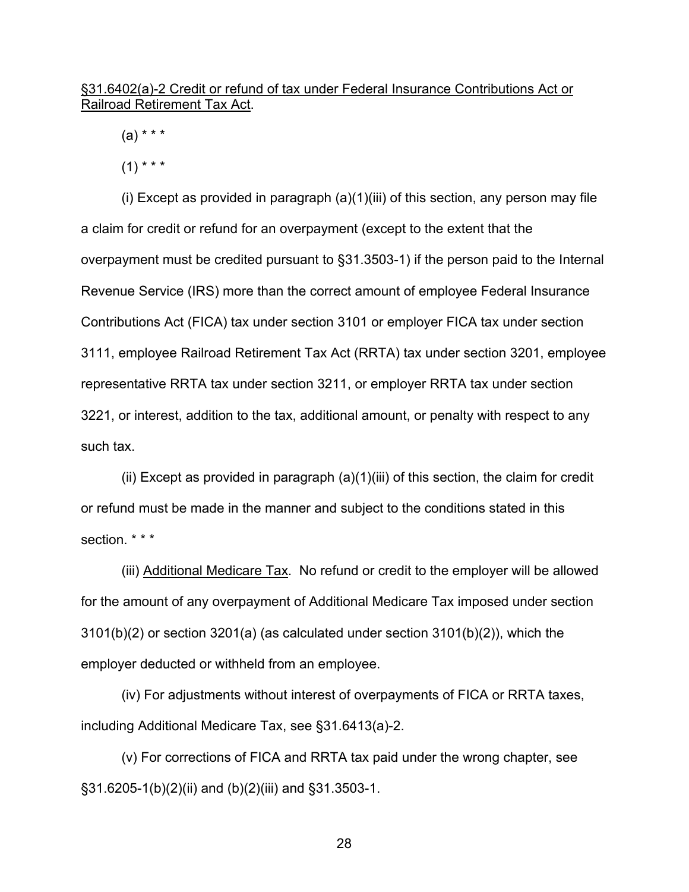§31.6402(a)-2 Credit or refund of tax under Federal Insurance Contributions Act or Railroad Retirement Tax Act.

(a) * * *

(1) * * *

(i) Except as provided in paragraph (a)(1)(iii) of this section, any person may file a claim for credit or refund for an overpayment (except to the extent that the overpayment must be credited pursuant to §31.3503-1) if the person paid to the Internal Revenue Service (IRS) more than the correct amount of employee Federal Insurance Contributions Act (FICA) tax under section 3101 or employer FICA tax under section 3111, employee Railroad Retirement Tax Act (RRTA) tax under section 3201, employee representative RRTA tax under section 3211, or employer RRTA tax under section 3221, or interest, addition to the tax, additional amount, or penalty with respect to any such tax.

(ii) Except as provided in paragraph (a)(1)(iii) of this section, the claim for credit or refund must be made in the manner and subject to the conditions stated in this section. * * *

(iii) Additional Medicare Tax. No refund or credit to the employer will be allowed for the amount of any overpayment of Additional Medicare Tax imposed under section 3101(b)(2) or section 3201(a) (as calculated under section 3101(b)(2)), which the employer deducted or withheld from an employee.

(iv) For adjustments without interest of overpayments of FICA or RRTA taxes, including Additional Medicare Tax, see §31.6413(a)-2.

(v) For corrections of FICA and RRTA tax paid under the wrong chapter, see §31.6205-1(b)(2)(ii) and (b)(2)(iii) and §31.3503-1.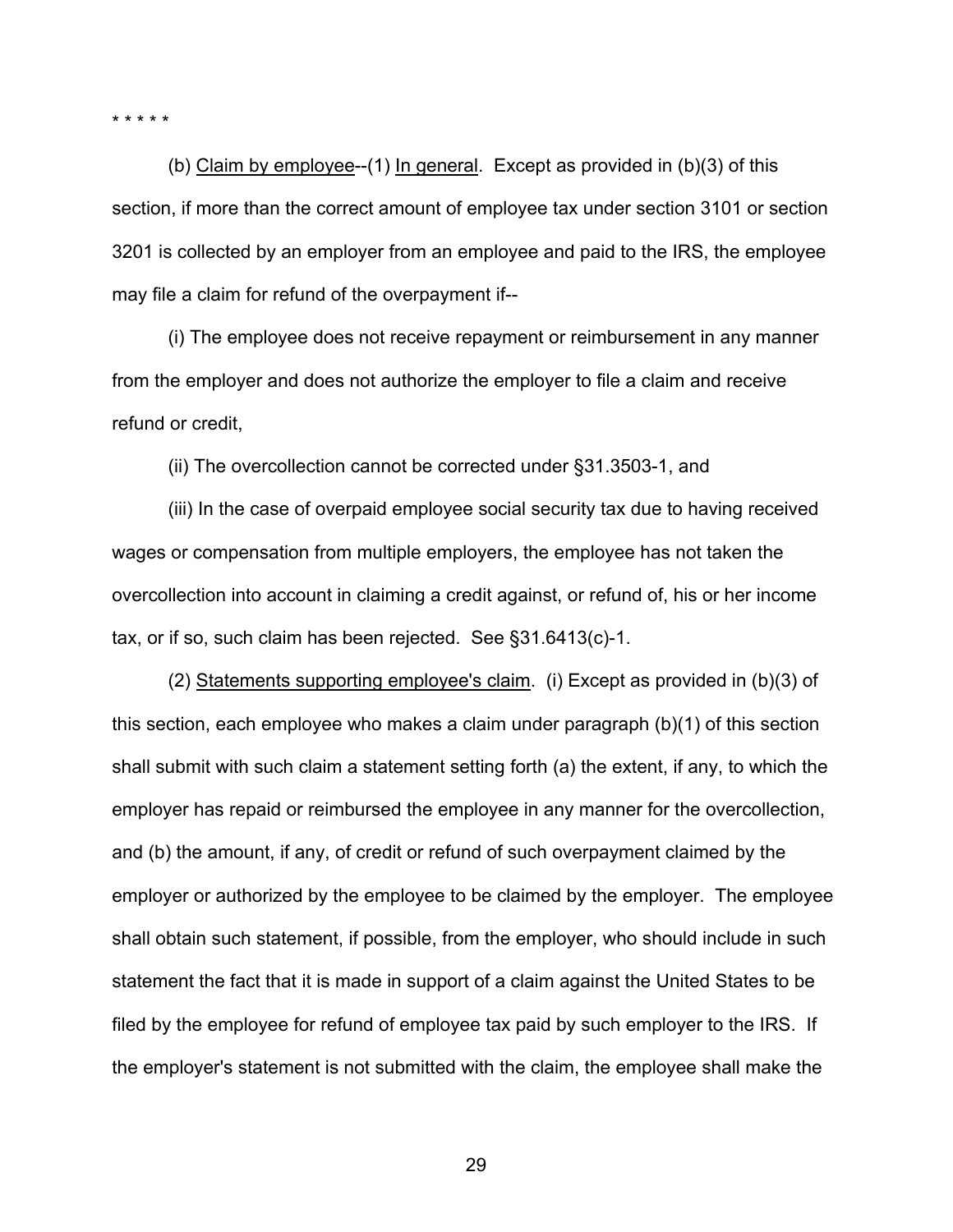* * * * *

(b) <u>Claim by employee</u>--(1) <u>In general</u>. Except as provided in (b)(3) of this section, if more than the correct amount of employee tax under section 3101 or section 3201 is collected by an employer from an employee and paid to the IRS, the employee may file a claim for refund of the overpayment if--

(i) The employee does not receive repayment or reimbursement in any manner from the employer and does not authorize the employer to file a claim and receive refund or credit,

(ii) The overcollection cannot be corrected under §31.3503-1, and

(iii) In the case of overpaid employee social security tax due to having received wages or compensation from multiple employers, the employee has not taken the overcollection into account in claiming a credit against, or refund of, his or her income tax, or if so, such claim has been rejected. See §31.6413(c)-1.

(2) <u>Statements supporting employee's claim</u>. (i) Except as provided in (b)(3) of this section, each employee who makes a claim under paragraph (b)(1) of this section shall submit with such claim a statement setting forth (a) the extent, if any, to which the employer has repaid or reimbursed the employee in any manner for the overcollection, and (b) the amount, if any, of credit or refund of such overpayment claimed by the employer or authorized by the employee to be claimed by the employer. The employee shall obtain such statement, if possible, from the employer, who should include in such statement the fact that it is made in support of a claim against the United States to be filed by the employee for refund of employee tax paid by such employer to the IRS. If the employer's statement is not submitted with the claim, the employee shall make the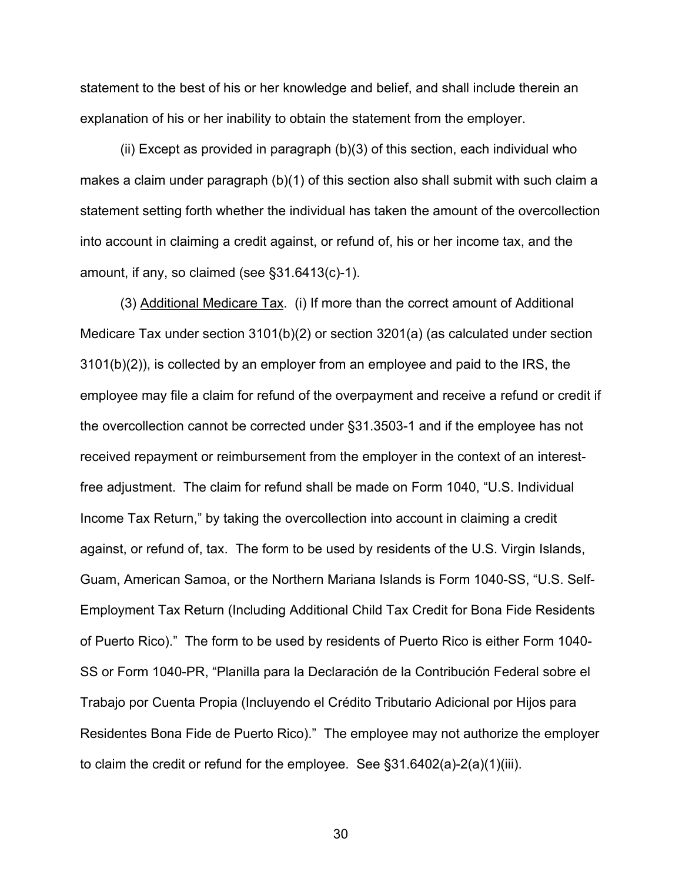statement to the best of his or her knowledge and belief, and shall include therein an explanation of his or her inability to obtain the statement from the employer.

(ii) Except as provided in paragraph (b)(3) of this section, each individual who makes a claim under paragraph (b)(1) of this section also shall submit with such claim a statement setting forth whether the individual has taken the amount of the overcollection into account in claiming a credit against, or refund of, his or her income tax, and the amount, if any, so claimed (see §31.6413(c)-1).

(3) Additional Medicare Tax. (i) If more than the correct amount of Additional Medicare Tax under section 3101(b)(2) or section 3201(a) (as calculated under section 3101(b)(2)), is collected by an employer from an employee and paid to the IRS, the employee may file a claim for refund of the overpayment and receive a refund or credit if the overcollection cannot be corrected under §31.3503-1 and if the employee has not received repayment or reimbursement from the employer in the context of an interest-free adjustment. The claim for refund shall be made on Form 1040, "U.S. Individual Income Tax Return," by taking the overcollection into account in claiming a credit against, or refund of, tax. The form to be used by residents of the U.S. Virgin Islands, Guam, American Samoa, or the Northern Mariana Islands is Form 1040-SS, "U.S. Self-Employment Tax Return (Including Additional Child Tax Credit for Bona Fide Residents of Puerto Rico)." The form to be used by residents of Puerto Rico is either Form 1040-SS or Form 1040-PR, "Planilla para la Declaración de la Contribución Federal sobre el Trabajo por Cuenta Propia (Incluyendo el Crédito Tributario Adicional por Hijos para Residentes Bona Fide de Puerto Rico)." The employee may not authorize the employer to claim the credit or refund for the employee. See §31.6402(a)-2(a)(1)(iii).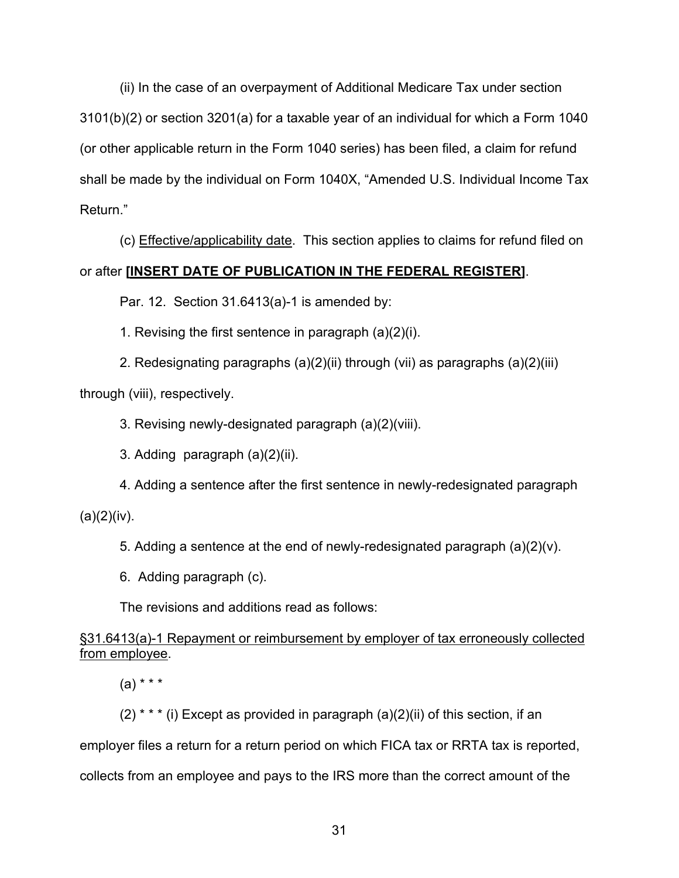(ii) In the case of an overpayment of Additional Medicare Tax under section 3101(b)(2) or section 3201(a) for a taxable year of an individual for which a Form 1040 (or other applicable return in the Form 1040 series) has been filed, a claim for refund shall be made by the individual on Form 1040X, "Amended U.S. Individual Income Tax Return."

(c) Effective/applicability date. This section applies to claims for refund filed on or after **[INSERT DATE OF PUBLICATION IN THE FEDERAL REGISTER]**.

Par. 12. Section 31.6413(a)-1 is amended by:

1. Revising the first sentence in paragraph (a)(2)(i).

2. Redesignating paragraphs (a)(2)(ii) through (vii) as paragraphs (a)(2)(iii) through (viii), respectively.

3. Revising newly-designated paragraph (a)(2)(viii).

3. Adding paragraph (a)(2)(ii).

4. Adding a sentence after the first sentence in newly-redesignated paragraph (a)(2)(iv).

5. Adding a sentence at the end of newly-redesignated paragraph (a)(2)(v).

6. Adding paragraph (c).

The revisions and additions read as follows:

§31.6413(a)-1 Repayment or reimbursement by employer of tax erroneously collected from employee.

(a) * * *

(2) * * * (i) Except as provided in paragraph (a)(2)(ii) of this section, if an employer files a return for a return period on which FICA tax or RRTA tax is reported, collects from an employee and pays to the IRS more than the correct amount of the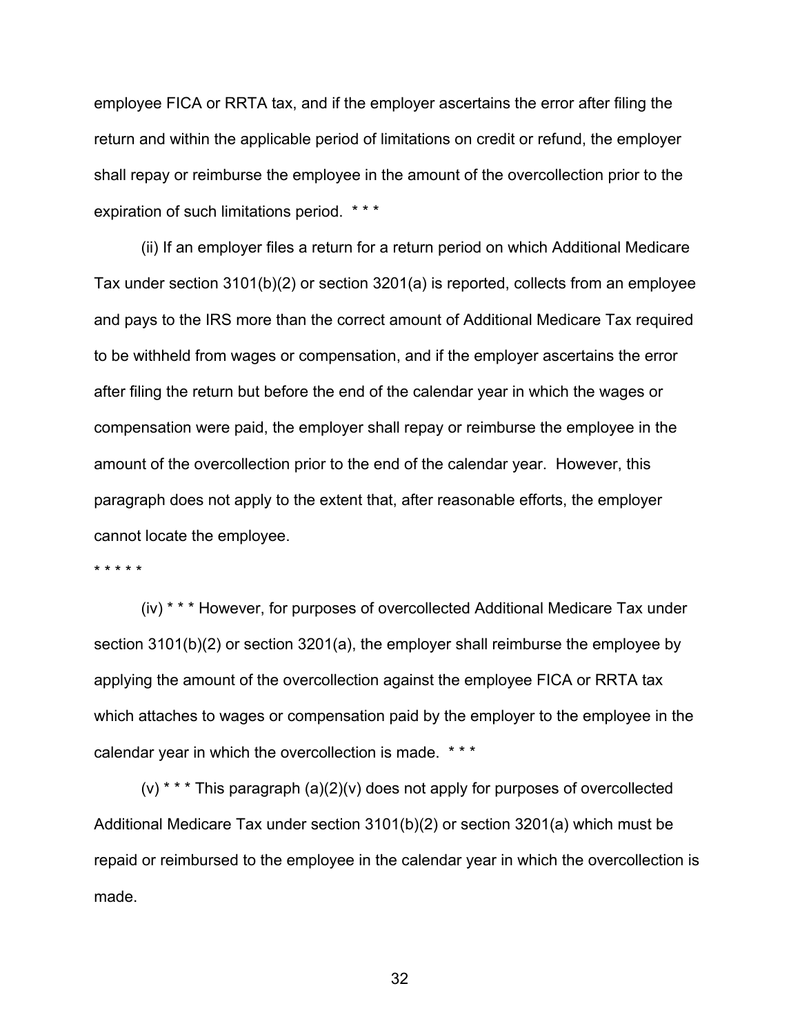employee FICA or RRTA tax, and if the employer ascertains the error after filing the return and within the applicable period of limitations on credit or refund, the employer shall repay or reimburse the employee in the amount of the overcollection prior to the expiration of such limitations period. * * *

(ii) If an employer files a return for a return period on which Additional Medicare Tax under section 3101(b)(2) or section 3201(a) is reported, collects from an employee and pays to the IRS more than the correct amount of Additional Medicare Tax required to be withheld from wages or compensation, and if the employer ascertains the error after filing the return but before the end of the calendar year in which the wages or compensation were paid, the employer shall repay or reimburse the employee in the amount of the overcollection prior to the end of the calendar year. However, this paragraph does not apply to the extent that, after reasonable efforts, the employer cannot locate the employee.

* * * * *

(iv) * * * However, for purposes of overcollected Additional Medicare Tax under section 3101(b)(2) or section 3201(a), the employer shall reimburse the employee by applying the amount of the overcollection against the employee FICA or RRTA tax which attaches to wages or compensation paid by the employer to the employee in the calendar year in which the overcollection is made. * * *

(v) * * * This paragraph (a)(2)(v) does not apply for purposes of overcollected Additional Medicare Tax under section 3101(b)(2) or section 3201(a) which must be repaid or reimbursed to the employee in the calendar year in which the overcollection is made.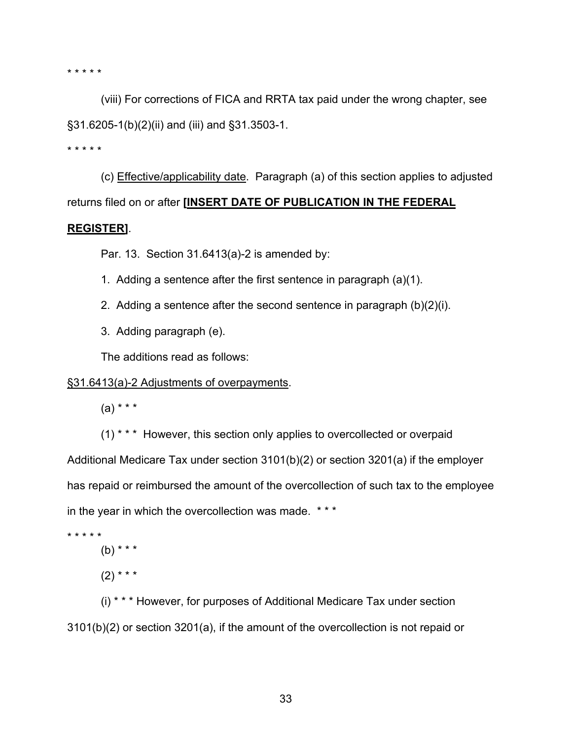* * * * *

(viii) For corrections of FICA and RRTA tax paid under the wrong chapter, see §31.6205-1(b)(2)(ii) and (iii) and §31.3503-1.

* * * * *

(c) Effective/applicability date. Paragraph (a) of this section applies to adjusted returns filed on or after **[INSERT DATE OF PUBLICATION IN THE FEDERAL REGISTER]**.

Par. 13. Section 31.6413(a)-2 is amended by:

1. Adding a sentence after the first sentence in paragraph (a)(1).

2. Adding a sentence after the second sentence in paragraph (b)(2)(i).

3. Adding paragraph (e).

The additions read as follows:

§31.6413(a)-2 Adjustments of overpayments.

(a) * * *

(1) * * * However, this section only applies to overcollected or overpaid Additional Medicare Tax under section 3101(b)(2) or section 3201(a) if the employer has repaid or reimbursed the amount of the overcollection of such tax to the employee in the year in which the overcollection was made. * * *

* * * * *

(b) * * *

(2) * * *

(i) * * * However, for purposes of Additional Medicare Tax under section 3101(b)(2) or section 3201(a), if the amount of the overcollection is not repaid or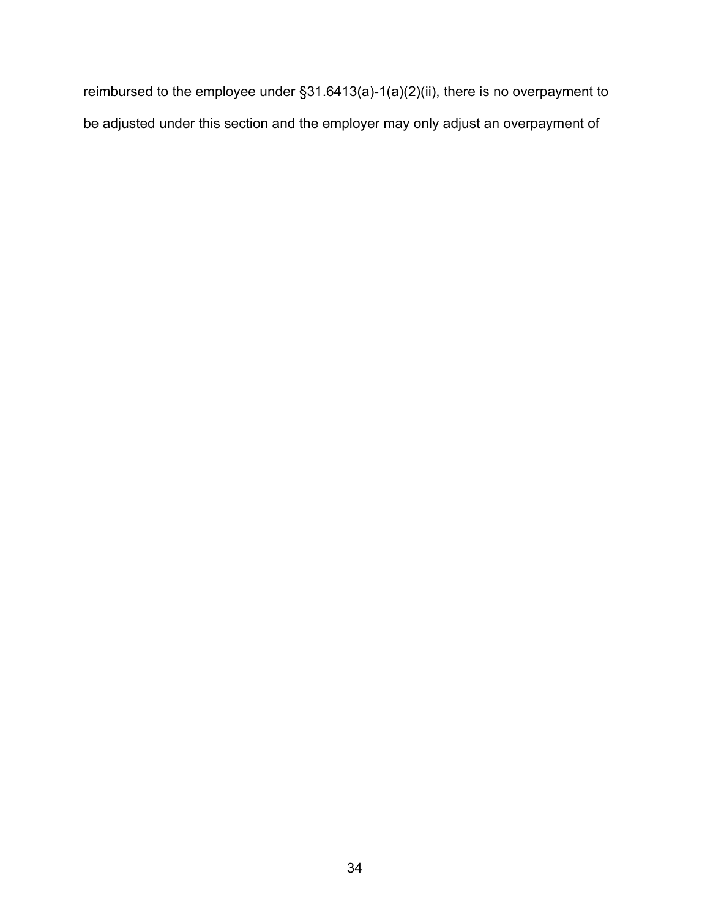reimbursed to the employee under §31.6413(a)-1(a)(2)(ii), there is no overpayment to be adjusted under this section and the employer may only adjust an overpayment of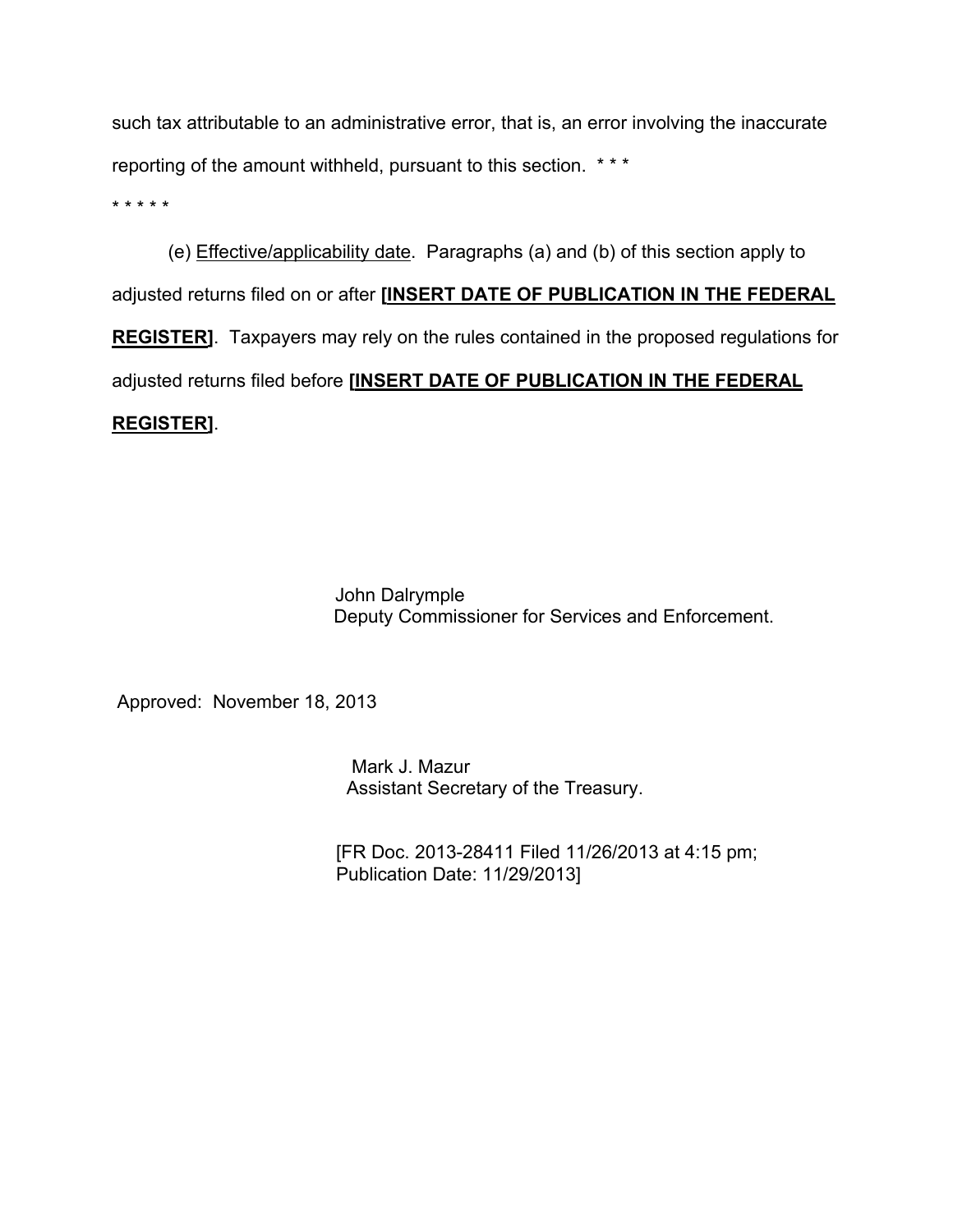such tax attributable to an administrative error, that is, an error involving the inaccurate reporting of the amount withheld, pursuant to this section. * * *

* * * * *

(e) Effective/applicability date. Paragraphs (a) and (b) of this section apply to adjusted returns filed on or after **[INSERT DATE OF PUBLICATION IN THE FEDERAL REGISTER]**. Taxpayers may rely on the rules contained in the proposed regulations for adjusted returns filed before **[INSERT DATE OF PUBLICATION IN THE FEDERAL REGISTER]**.

John Dalrymple
Deputy Commissioner for Services and Enforcement.

Approved: November 18, 2013

Mark J. Mazur
Assistant Secretary of the Treasury.

[FR Doc. 2013-28411 Filed 11/26/2013 at 4:15 pm; Publication Date: 11/29/2013]